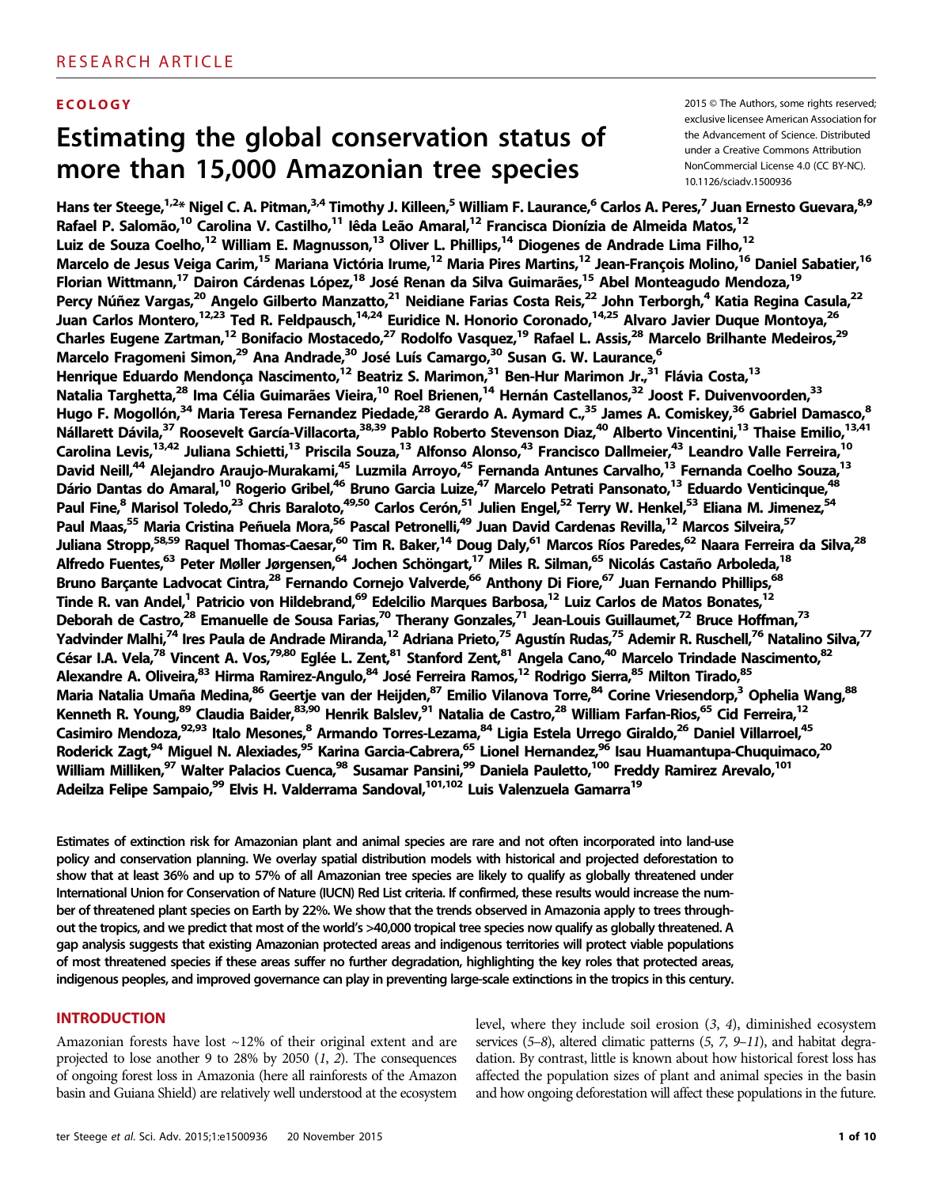RESEARCH ARTICLE

**ECOLOGY**

# Estimating the global conservation status of more than 15,000 Amazonian tree species

2015 © The Authors, some rights reserved; exclusive licensee American Association for the Advancement of Science. Distributed under a Creative Commons Attribution NonCommercial License 4.0 (CC BY-NC). 10.1126/sciadv.1500936

**Hans ter Steege,[1,2]* Nigel C. A. Pitman,[3,4] Timothy J. Killeen,[5] William F. Laurance,[6] Carlos A. Peres,[7] Juan Ernesto Guevara,[8,9] Rafael P. Salomão,[10] Carolina V. Castilho,[11] Iêda Leão Amaral,[12] Francisca Dionízia de Almeida Matos,[12] Luiz de Souza Coelho,[12] William E. Magnusson,[13] Oliver L. Phillips,[14] Diogenes de Andrade Lima Filho,[12] Marcelo de Jesus Veiga Carim,[15] Mariana Victória Irume,[12] Maria Pires Martins,[12] Jean-François Molino,[16] Daniel Sabatier,[16] Florian Wittmann,[17] Dairon Cárdenas López,[18] José Renan da Silva Guimarães,[15] Abel Monteagudo Mendoza,[19] Percy Núñez Vargas,[20] Angelo Gilberto Manzatto,[21] Neidiane Farias Costa Reis,[22] John Terborgh,[4] Katia Regina Casula,[22] Juan Carlos Montero,[12,23] Ted R. Feldpausch,[14,24] Euridice N. Honorio Coronado,[14,25] Alvaro Javier Duque Montoya,[26] Charles Eugene Zartman,[12] Bonifacio Mostacedo,[27] Rodolfo Vasquez,[19] Rafael L. Assis,[28] Marcelo Brilhante Medeiros,[29] Marcelo Fragomeni Simon,[29] Ana Andrade,[30] José Luís Camargo,[30] Susan G. W. Laurance,[6] Henrique Eduardo Mendonça Nascimento,[12] Beatriz S. Marimon,[31] Ben-Hur Marimon Jr.,[31] Flávia Costa,[13] Natalia Targhetta,[28] Ima Célia Guimarães Vieira,[10] Roel Brienen,[14] Hernán Castellanos,[32] Joost F. Duivenvoorden,[33] Hugo F. Mogollón,[34] Maria Teresa Fernandez Piedade,[28] Gerardo A. Aymard C.,[35] James A. Comiskey,[36] Gabriel Damasco,[8] Nállarett Dávila,[37] Roosevelt García-Villacorta,[38,39] Pablo Roberto Stevenson Diaz,[40] Alberto Vincentini,[13] Thaise Emilio,[13,41] Carolina Levis,[13,42] Juliana Schietti,[13] Priscila Souza,[13] Alfonso Alonso,[43] Francisco Dallmeier,[43] Leandro Valle Ferreira,[10] David Neill,[44] Alejandro Araujo-Murakami,[45] Luzmila Arroyo,[45] Fernanda Antunes Carvalho,[13] Fernanda Coelho Souza,[13] Dário Dantas do Amaral,[10] Rogerio Gribel,[46] Bruno Garcia Luize,[47] Marcelo Petrati Pansonato,[13] Eduardo Venticinque,[48] Paul Fine,[8] Marisol Toledo,[23] Chris Baraloto,[49,50] Carlos Cerón,[51] Julien Engel,[52] Terry W. Henkel,[53] Eliana M. Jimenez,[54] Paul Maas,[55] Maria Cristina Peñuela Mora,[56] Pascal Petronelli,[49] Juan David Cardenas Revilla,[12] Marcos Silveira,[57] Juliana Stropp,[58,59] Raquel Thomas-Caesar,[60] Tim R. Baker,[14] Doug Daly,[61] Marcos Ríos Paredes,[62] Naara Ferreira da Silva,[28] Alfredo Fuentes,[63] Peter Møller Jørgensen,[64] Jochen Schöngart,[17] Miles R. Silman,[65] Nicolás Castaño Arboleda,[18] Bruno Barçante Ladvocat Cintra,[28] Fernando Cornejo Valverde,[66] Anthony Di Fiore,[67] Juan Fernando Phillips,[68] Tinde R. van Andel,[1] Patricio von Hildebrand,[69] Edelcilio Marques Barbosa,[12] Luiz Carlos de Matos Bonates,[12] Deborah de Castro,[28] Emanuelle de Sousa Farias,[70] Therany Gonzales,[71] Jean-Louis Guillaumet,[72] Bruce Hoffman,[73] Yadvinder Malhi,[74] Ires Paula de Andrade Miranda,[12] Adriana Prieto,[75] Agustín Rudas,[75] Ademir R. Ruschell,[76] Natalino Silva,[77] César I.A. Vela,[78] Vincent A. Vos,[79,80] Eglée L. Zent,[81] Stanford Zent,[81] Angela Cano,[40] Marcelo Trindade Nascimento,[82] Alexandre A. Oliveira,[83] Hirma Ramirez-Angulo,[84] José Ferreira Ramos,[12] Rodrigo Sierra,[85] Milton Tirado,[85] Maria Natalia Umaña Medina,[86] Geertje van der Heijden,[87] Emilio Vilanova Torre,[84] Corine Vriesendorp,[3] Ophelia Wang,[88] Kenneth R. Young,[89] Claudia Baider,[83,90] Henrik Balslev,[91] Natalia de Castro,[28] William Farfan-Rios,[65] Cid Ferreira,[12] Casimiro Mendoza,[92,93] Italo Mesones,[8] Armando Torres-Lezama,[84] Ligia Estela Urrego Giraldo,[26] Daniel Villarroel,[45] Roderick Zagt,[94] Miguel N. Alexiades,[95] Karina Garcia-Cabrera,[65] Lionel Hernandez,[96] Isau Huamantupa-Chuquimaco,[20] William Milliken,[97] Walter Palacios Cuenca,[98] Susamar Pansini,[99] Daniela Pauletto,[100] Freddy Ramirez Arevalo,[101] Adeilza Felipe Sampaio,[99] Elvis H. Valderrama Sandoval,[101,102] Luis Valenzuela Gamarra[19]**

**Estimates of extinction risk for Amazonian plant and animal species are rare and not often incorporated into land-use policy and conservation planning. We overlay spatial distribution models with historical and projected deforestation to show that at least 36% and up to 57% of all Amazonian tree species are likely to qualify as globally threatened under International Union for Conservation of Nature (IUCN) Red List criteria. If confirmed, these results would increase the number of threatened plant species on Earth by 22%. We show that the trends observed in Amazonia apply to trees throughout the tropics, and we predict that most of the world's >40,000 tropical tree species now qualify as globally threatened. A gap analysis suggests that existing Amazonian protected areas and indigenous territories will protect viable populations of most threatened species if these areas suffer no further degradation, highlighting the key roles that protected areas, indigenous peoples, and improved governance can play in preventing large-scale extinctions in the tropics in this century.**

## INTRODUCTION

Amazonian forests have lost ~12% of their original extent and are projected to lose another 9 to 28% by 2050 (*1*, *2*). The consequences of ongoing forest loss in Amazonia (here all rainforests of the Amazon basin and Guiana Shield) are relatively well understood at the ecosystem level, where they include soil erosion (*3*, *4*), diminished ecosystem services (*5*–*8*), altered climatic patterns (*5*, *7*, *9*–*11*), and habitat degradation. By contrast, little is known about how historical forest loss has affected the population sizes of plant and animal species in the basin and how ongoing deforestation will affect these populations in the future.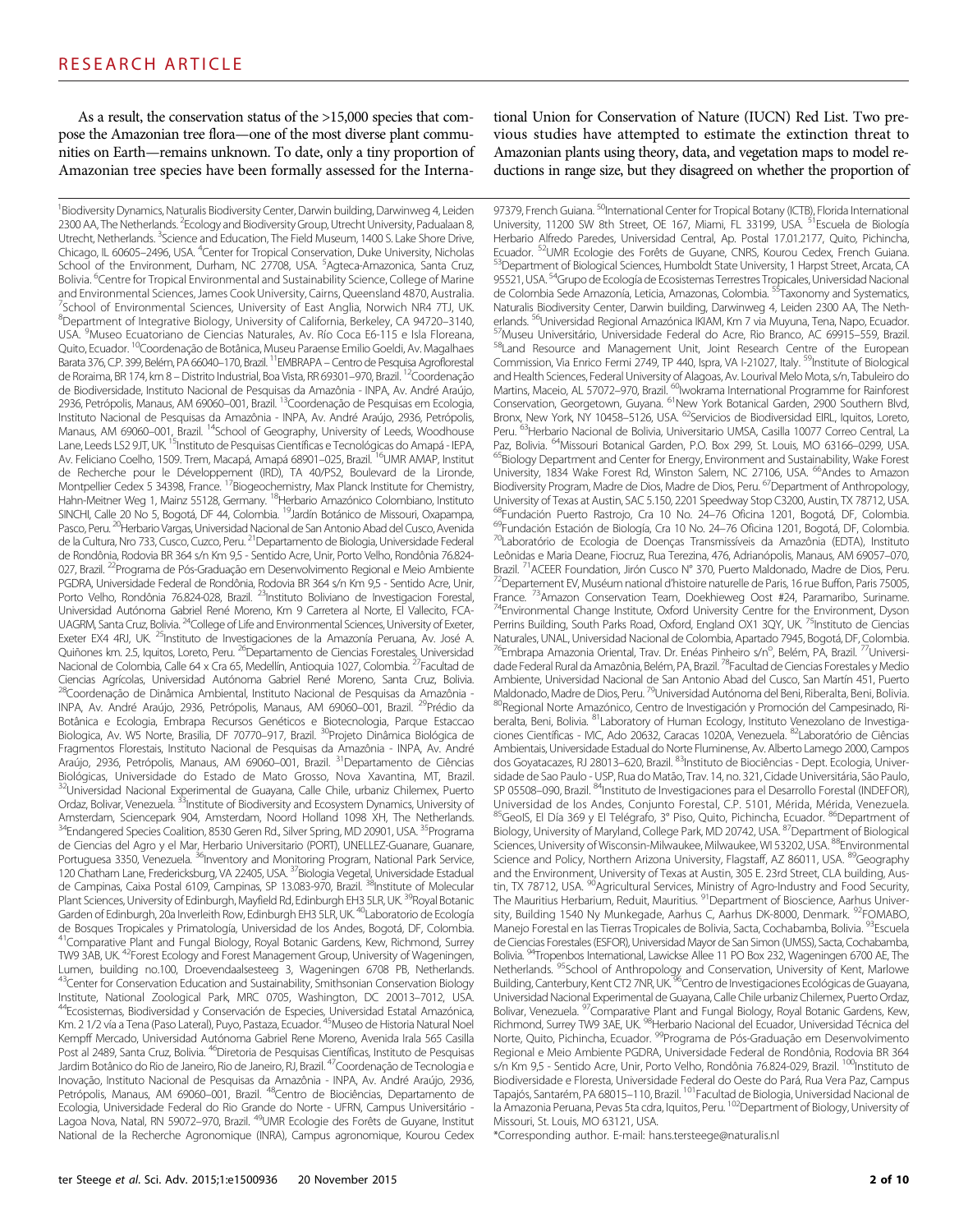As a result, the conservation status of the >15,000 species that compose the Amazonian tree flora—one of the most diverse plant communities on Earth—remains unknown. To date, only a tiny proportion of Amazonian tree species have been formally assessed for the International Union for Conservation of Nature (IUCN) Red List. Two previous studies have attempted to estimate the extinction threat to Amazonian plants using theory, data, and vegetation maps to model reductions in range size, but they disagreed on whether the proportion of

[1]Biodiversity Dynamics, Naturalis Biodiversity Center, Darwin building, Darwinweg 4, Leiden 2300 AA, The Netherlands. [2]Ecology and Biodiversity Group, Utrecht University, Padualaan 8, Utrecht, Netherlands. [3]Science and Education, The Field Museum, 1400 S. Lake Shore Drive, Chicago, IL 60605–2496, USA. [4]Center for Tropical Conservation, Duke University, Nicholas School of the Environment, Durham, NC 27708, USA. [5]Agteca-Amazonica, Santa Cruz, Bolivia. [6]Centre for Tropical Environmental and Sustainability Science, College of Marine and Environmental Sciences, James Cook University, Cairns, Queensland 4870, Australia. [7]School of Environmental Sciences, University of East Anglia, Norwich NR4 7TJ, UK. [8]Department of Integrative Biology, University of California, Berkeley, CA 94720–3140, USA. [9]Museo Ecuatoriano de Ciencias Naturales, Av. Río Coca E6-115 e Isla Floreana, Quito, Ecuador. [10]Coordenação de Botânica, Museu Paraense Emilio Goeldi, Av. Magalhaes Barata 376, C.P. 399, Belém, PA 66040–170, Brazil. [11]EMBRAPA – Centro de Pesquisa Agroflorestal de Roraima, BR 174, km 8 – Distrito Industrial, Boa Vista, RR 69301–970, Brazil. [12]Coordenação de Biodiversidade, Instituto Nacional de Pesquisas da Amazônia - INPA, Av. André Araújo, 2936, Petrópolis, Manaus, AM 69060–001, Brazil. [13]Coordenação de Pesquisas em Ecologia, Instituto Nacional de Pesquisas da Amazônia - INPA, Av. André Araújo, 2936, Petrópolis, Manaus, AM 69060–001, Brazil. [14]School of Geography, University of Leeds, Woodhouse Lane, Leeds LS2 9JT, UK. [15]Instituto de Pesquisas Científicas e Tecnológicas do Amapá - IEPA, Av. Feliciano Coelho, 1509. Trem, Macapá, Amapá 68901–025, Brazil. [16]UMR AMAP, Institut de Recherche pour le Développement (IRD), TA 40/PS2, Boulevard de la Lironde, Montpellier Cedex 5 34398, France. [17]Biogeochemistry, Max Planck Institute for Chemistry, Hahn-Meitner Weg 1, Mainz 55128, Germany. [18]Herbario Amazónico Colombiano, Instituto SINCHI, Calle 20 No 5, Bogotá, DF 44, Colombia. [19]Jardín Botánico de Missouri, Oxapampa, Pasco, Peru. [20]Herbario Vargas, Universidad Nacional de San Antonio Abad del Cusco, Avenida de la Cultura, Nro 733, Cusco, Cuzco, Peru. [21]Departamento de Biologia, Universidade Federal de Rondônia, Rodovia BR 364 s/n Km 9,5 - Sentido Acre, Unir, Porto Velho, Rondônia 76.824-027, Brazil. [22]Programa de Pós-Graduação em Desenvolvimento Regional e Meio Ambiente PGDRA, Universidade Federal de Rondônia, Rodovia BR 364 s/n Km 9,5 - Sentido Acre, Unir, Porto Velho, Rondônia 76.824-028, Brazil. [23]Instituto Boliviano de Investigacion Forestal, Universidad Autónoma Gabriel René Moreno, Km 9 Carretera al Norte, El Vallecito, FCA-UAGRM, Santa Cruz, Bolivia. [24]College of Life and Environmental Sciences, University of Exeter, Exeter EX4 4RJ, UK. [25]Instituto de Investigaciones de la Amazonía Peruana, Av. José A. Quiñones km. 2.5, Iquitos, Loreto, Peru. [26]Departamento de Ciencias Forestales, Universidad Nacional de Colombia, Calle 64 x Cra 65, Medellín, Antioquia 1027, Colombia. [27]Facultad de Ciencias Agrícolas, Universidad Autónoma Gabriel René Moreno, Santa Cruz, Bolivia. [28]Coordenação de Dinâmica Ambiental, Instituto Nacional de Pesquisas da Amazônia - INPA, Av. André Araújo, 2936, Petrópolis, Manaus, AM 69060–001, Brazil. [29]Prédio da Botânica e Ecologia, Embrapa Recursos Genéticos e Biotecnologia, Parque Estaccao Biologica, Av. W5 Norte, Brasilia, DF 70770–917, Brazil. [30]Projeto Dinâmica Biológica de Fragmentos Florestais, Instituto Nacional de Pesquisas da Amazônia - INPA, Av. André Araújo, 2936, Petrópolis, Manaus, AM 69060–001, Brazil. [31]Departamento de Ciências Biológicas, Universidade do Estado de Mato Grosso, Nova Xavantina, MT, Brazil. [32]Universidad Nacional Experimental de Guayana, Calle Chile, urbaniz Chilemex, Puerto Ordaz, Bolivar, Venezuela. [33]Institute of Biodiversity and Ecosystem Dynamics, University of Amsterdam, Sciencepark 904, Amsterdam, Noord Holland 1098 XH, The Netherlands. [34]Endangered Species Coalition, 8530 Geren Rd., Silver Spring, MD 20901, USA. [35]Programa de Ciencias del Agro y el Mar, Herbario Universitario (PORT), UNELLEZ-Guanare, Guanare, Portuguesa 3350, Venezuela. [36]Inventory and Monitoring Program, National Park Service, 120 Chatham Lane, Fredericksburg, VA 22405, USA. [37]Biologia Vegetal, Universidade Estadual de Campinas, Caixa Postal 6109, Campinas, SP 13.083-970, Brazil. [38]Institute of Molecular Plant Sciences, University of Edinburgh, Mayfield Rd, Edinburgh EH3 5LR, UK. [39]Royal Botanic Garden of Edinburgh, 20a Inverleith Row, Edinburgh EH3 5LR, UK. [40]Laboratorio de Ecología de Bosques Tropicales y Primatología, Universidad de los Andes, Bogotá, DF, Colombia. [41]Comparative Plant and Fungal Biology, Royal Botanic Gardens, Kew, Richmond, Surrey TW9 3AB, UK. [42]Forest Ecology and Forest Management Group, University of Wageningen, Lumen, building no.100, Droevendaalsesteeg 3, Wageningen 6708 PB, Netherlands. [43]Center for Conservation Education and Sustainability, Smithsonian Conservation Biology Institute, National Zoological Park, MRC 0705, Washington, DC 20013–7012, USA. [44]Ecosistemas, Biodiversidad y Conservación de Especies, Universidad Estatal Amazónica, Km. 2 1/2 vía a Tena (Paso Lateral), Puyo, Pastaza, Ecuador. [45]Museo de Historia Natural Noel Kempff Mercado, Universidad Autónoma Gabriel Rene Moreno, Avenida Irala 565 Casilla Post al 2489, Santa Cruz, Bolivia. [46]Diretoria de Pesquisas Científicas, Instituto de Pesquisas Jardim Botânico do Rio de Janeiro, Rio de Janeiro, RJ, Brazil. [47]Coordenação de Tecnologia e Inovação, Instituto Nacional de Pesquisas da Amazônia - INPA, Av. André Araújo, 2936, Petrópolis, Manaus, AM 69060–001, Brazil. [48]Centro de Biociências, Departamento de Ecologia, Universidade Federal do Rio Grande do Norte - UFRN, Campus Universitário - Lagoa Nova, Natal, RN 59072–970, Brazil. [49]UMR Ecologie des Forêts de Guyane, Institut National de la Recherche Agronomique (INRA), Campus agronomique, Kourou Cedex 97379, French Guiana. [50]International Center for Tropical Botany (ICTB), Florida International University, 11200 SW 8th Street, OE 167, Miami, FL 33199, USA. [51]Escuela de Biología Herbario Alfredo Paredes, Universidad Central, Ap. Postal 17.01.2177, Quito, Pichincha, Ecuador. [52]UMR Ecologie des Forêts de Guyane, CNRS, Kourou Cedex, French Guiana. [53]Department of Biological Sciences, Humboldt State University, 1 Harpst Street, Arcata, CA 95521, USA. [54]Grupo de Ecología de Ecosistemas Terrestres Tropicales, Universidad Nacional de Colombia Sede Amazonía, Leticia, Amazonas, Colombia. [55]Taxonomy and Systematics, Naturalis Biodiversity Center, Darwin building, Darwinweg 4, Leiden 2300 AA, The Netherlands. [56]Universidad Regional Amazónica IKIAM, Km 7 via Muyuna, Tena, Napo, Ecuador. [57]Museu Universitário, Universidade Federal do Acre, Rio Branco, AC 69915–559, Brazil. [58]Land Resource and Management Unit, Joint Research Centre of the European Commission, Via Enrico Fermi 2749, TP 440, Ispra, VA I-21027, Italy. [59]Institute of Biological and Health Sciences, Federal University of Alagoas, Av. Lourival Melo Mota, s/n, Tabuleiro do Martins, Maceio, AL 57072–970, Brazil. [60]Iwokrama International Programme for Rainforest Conservation, Georgetown, Guyana. [61]New York Botanical Garden, 2900 Southern Blvd, Bronx, New York, NY 10458–5126, USA. [62]Servicios de Biodiversidad EIRL, Iquitos, Loreto, Peru. [63]Herbario Nacional de Bolivia, Universitario UMSA, Casilla 10077 Correo Central, La Paz, Bolivia. [64]Missouri Botanical Garden, P.O. Box 299, St. Louis, MO 63166–0299, USA. [65]Biology Department and Center for Energy, Environment and Sustainability, Wake Forest University, 1834 Wake Forest Rd, Winston Salem, NC 27106, USA. [66]Andes to Amazon Biodiversity Program, Madre de Dios, Madre de Dios, Peru. [67]Department of Anthropology, University of Texas at Austin, SAC 5.150, 2201 Speedway Stop C3200, Austin, TX 78712, USA. [68]Fundación Puerto Rastrojo, Cra 10 No. 24–76 Oficina 1201, Bogotá, DF, Colombia. [69]Fundación Estación de Biología, Cra 10 No. 24–76 Oficina 1201, Bogotá, DF, Colombia. [70]Laboratório de Ecologia de Doenças Transmissíveis da Amazônia (EDTA), Instituto Leônidas e Maria Deane, Fiocruz, Rua Terezina, 476, Adrianópolis, Manaus, AM 69057–070, Brazil. [71]ACEER Foundation, Jirón Cusco N° 370, Puerto Maldonado, Madre de Dios, Peru. [72]Departement EV, Muséum national d'histoire naturelle de Paris, 16 rue Buffon, Paris 75005, France. [73]Amazon Conservation Team, Doekhieweg Oost #24, Paramaribo, Suriname. [74]Environmental Change Institute, Oxford University Centre for the Environment, Dyson Perrins Building, South Parks Road, Oxford, England OX1 3QY, UK. [75]Instituto de Ciencias Naturales, UNAL, Universidad Nacional de Colombia, Apartado 7945, Bogotá, DF, Colombia. [76]Embrapa Amazonia Oriental, Trav. Dr. Enéas Pinheiro s/n°, Belém, PA, Brazil. [77]Universidade Federal Rural da Amazônia, Belém, PA, Brazil. [78]Facultad de Ciencias Forestales y Medio Ambiente, Universidad Nacional de San Antonio Abad del Cusco, San Martín 451, Puerto Maldonado, Madre de Dios, Peru. [79]Universidad Autónoma del Beni, Riberalta, Beni, Bolivia. [80]Regional Norte Amazónico, Centro de Investigación y Promoción del Campesinado, Riberalta, Beni, Bolivia. [81]Laboratory of Human Ecology, Instituto Venezolano de Investigaciones Científicas - IVIC, Ado 20632, Caracas 1020A, Venezuela. [82]Laboratório de Ciências Ambientais, Universidade Estadual do Norte Fluminense, Av. Alberto Lamego 2000, Campos dos Goyatacazes, RJ 28013–620, Brazil. [83]Instituto de Biociências - Dept. Ecologia, Universidade de Sao Paulo - USP, Rua do Matão, Trav. 14, no. 321, Cidade Universitária, São Paulo, SP 05508–090, Brazil. [84]Instituto de Investigaciones para el Desarrollo Forestal (INDEFOR), Universidad de los Andes, Conjunto Forestal, C.P. 5101, Mérida, Mérida, Venezuela. [85]GeoIS, El Día 369 y El Telégrafo, 3° Piso, Quito, Pichincha, Ecuador. [86]Department of Biology, University of Maryland, College Park, MD 20742, USA. [87]Department of Biological Sciences, University of Wisconsin-Milwaukee, Milwaukee, WI 53202, USA. [88]Environmental Science and Policy, Northern Arizona University, Flagstaff, AZ 86011, USA. [89]Geography and the Environment, University of Texas at Austin, 305 E. 23rd Street, CLA building, Austin, TX 78712, USA. [90]Agricultural Services, Ministry of Agro-Industry and Food Security, The Mauritius Herbarium, Reduit, Mauritius. [91]Department of Bioscience, Aarhus University, Building 1540 Ny Munkegade, Aarhus C, Aarhus DK-8000, Denmark. [92]FOMABO, Manejo Forestal en las Tierras Tropicales de Bolivia, Sacta, Cochabamba, Bolivia. [93]Escuela de Ciencias Forestales (ESFOR), Universidad Mayor de San Simon (UMSS), Sacta, Cochabamba, Bolivia. [94]Tropenbos International, Lawickse Allee 11 PO Box 232, Wageningen 6700 AE, The Netherlands. [95]School of Anthropology and Conservation, University of Kent, Marlowe Building, Canterbury, Kent CT2 7NR, UK. [96]Centro de Investigaciones Ecológicas de Guayana, Universidad Nacional Experimental de Guayana, Calle Chile urbaniz Chilemex, Puerto Ordaz, Bolivar, Venezuela. [97]Comparative Plant and Fungal Biology, Royal Botanic Gardens, Kew, Richmond, Surrey TW9 3AE, UK. [98]Herbario Nacional del Ecuador, Universidad Técnica del Norte, Quito, Pichincha, Ecuador. [99]Programa de Pós-Graduação em Desenvolvimento Regional e Meio Ambiente PGDRA, Universidade Federal de Rondônia, Rodovia BR 364 s/n Km 9,5 - Sentido Acre, Unir, Porto Velho, Rondônia 76.824-029, Brazil. [100]Instituto de Biodiversidade e Floresta, Universidade Federal do Oeste do Pará, Rua Vera Paz, Campus Tapajós, Santarém, PA 68015–110, Brazil. [101]Facultad de Biologia, Universidad Nacional de la Amazonia Peruana, Pevas 5ta cdra, Iquitos, Peru. [102]Department of Biology, University of Missouri, St. Louis, MO 63121, USA.

*Corresponding author. E-mail: hans.tersteege@naturalis.nl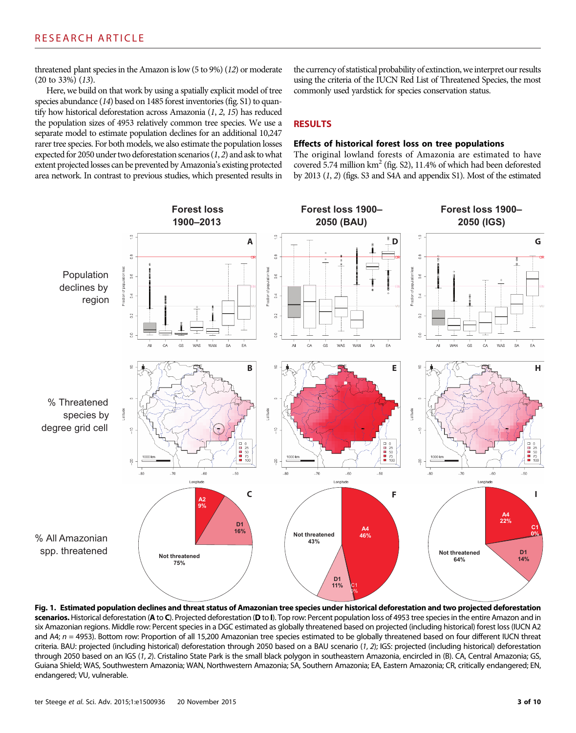threatened plant species in the Amazon is low (5 to 9%) (12) or moderate (20 to 33%) (13).

Here, we build on that work by using a spatially explicit model of tree species abundance (14) based on 1485 forest inventories (fig. S1) to quantify how historical deforestation across Amazonia (1, 2, 15) has reduced the population sizes of 4953 relatively common tree species. We use a separate model to estimate population declines for an additional 10,247 rarer tree species. For both models, we also estimate the population losses expected for 2050 under two deforestation scenarios (1, 2) and ask to what extent projected losses can be prevented by Amazonia's existing protected area network. In contrast to previous studies, which presented results in the currency of statistical probability of extinction, we interpret our results using the criteria of the IUCN Red List of Threatened Species, the most commonly used yardstick for species conservation status.

## RESULTS

### Effects of historical forest loss on tree populations

The original lowland forests of Amazonia are estimated to have covered 5.74 million km$^2$ (fig. S2), 11.4% of which had been deforested by 2013 (1, 2) (figs. S3 and S4A and appendix S1). Most of the estimated

**Fig. 1. Estimated population declines and threat status of Amazonian tree species under historical deforestation and two projected deforestation scenarios.** Historical deforestation (**A** to **C**). Projected deforestation (**D** to **I**). Top row: Percent population loss of 4953 tree species in the entire Amazon and in six Amazonian regions. Middle row: Percent species in a DGC estimated as globally threatened based on projected (including historical) forest loss (IUCN A2 and A4; $n = 4953$). Bottom row: Proportion of all 15,200 Amazonian tree species estimated to be globally threatened based on four different IUCN threat criteria. BAU: projected (including historical) deforestation through 2050 based on a BAU scenario (1, 2); IGS: projected (including historical) deforestation through 2050 based on an IGS (1, 2). Cristalino State Park is the small black polygon in southeastern Amazonia, encircled in (B). CA, Central Amazonia; GS, Guiana Shield; WAS, Southwestern Amazonia; WAN, Northwestern Amazonia; SA, Southern Amazonia; EA, Eastern Amazonia; CR, critically endangered; EN, endangered; VU, vulnerable.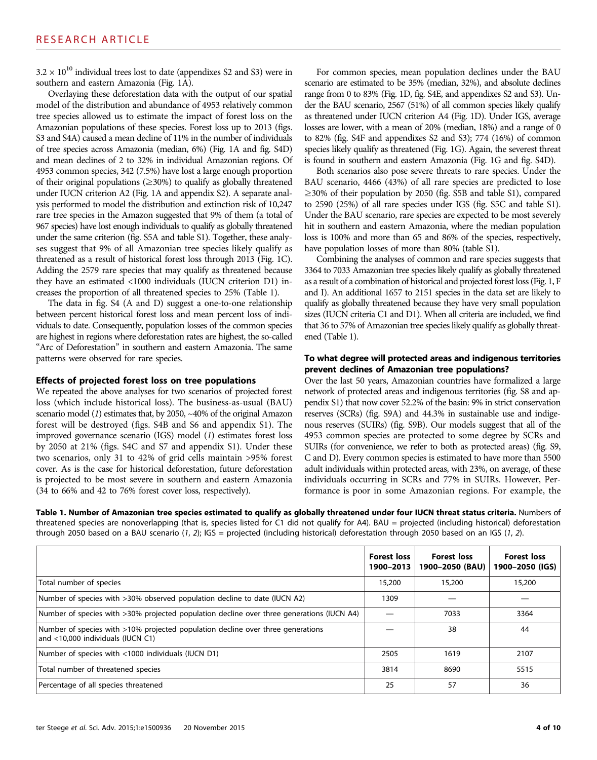$3.2 \times 10^{10}$ individual trees lost to date (appendixes S2 and S3) were in southern and eastern Amazonia (Fig. 1A).

Overlaying these deforestation data with the output of our spatial model of the distribution and abundance of 4953 relatively common tree species allowed us to estimate the impact of forest loss on the Amazonian populations of these species. Forest loss up to 2013 (figs. S3 and S4A) caused a mean decline of 11% in the number of individuals of tree species across Amazonia (median, 6%) (Fig. 1A and fig. S4D) and mean declines of 2 to 32% in individual Amazonian regions. Of 4953 common species, 342 (7.5%) have lost a large enough proportion of their original populations (≥30%) to qualify as globally threatened under IUCN criterion A2 (Fig. 1A and appendix S2). A separate analysis performed to model the distribution and extinction risk of 10,247 rare tree species in the Amazon suggested that 9% of them (a total of 967 species) have lost enough individuals to qualify as globally threatened under the same criterion (fig. S5A and table S1). Together, these analyses suggest that 9% of all Amazonian tree species likely qualify as threatened as a result of historical forest loss through 2013 (Fig. 1C). Adding the 2579 rare species that may qualify as threatened because they have an estimated <1000 individuals (IUCN criterion D1) increases the proportion of all threatened species to 25% (Table 1).

The data in fig. S4 (A and D) suggest a one-to-one relationship between percent historical forest loss and mean percent loss of individuals to date. Consequently, population losses of the common species are highest in regions where deforestation rates are highest, the so-called "Arc of Deforestation" in southern and eastern Amazonia. The same patterns were observed for rare species.

### Effects of projected forest loss on tree populations

We repeated the above analyses for two scenarios of projected forest loss (which include historical loss). The business-as-usual (BAU) scenario model (*1*) estimates that, by 2050, ~40% of the original Amazon forest will be destroyed (figs. S4B and S6 and appendix S1). The improved governance scenario (IGS) model (*1*) estimates forest loss by 2050 at 21% (figs. S4C and S7 and appendix S1). Under these two scenarios, only 31 to 42% of grid cells maintain >95% forest cover. As is the case for historical deforestation, future deforestation is projected to be most severe in southern and eastern Amazonia (34 to 66% and 42 to 76% forest cover loss, respectively).

For common species, mean population declines under the BAU scenario are estimated to be 35% (median, 32%), and absolute declines range from 0 to 83% (Fig. 1D, fig. S4E, and appendixes S2 and S3). Under the BAU scenario, 2567 (51%) of all common species likely qualify as threatened under IUCN criterion A4 (Fig. 1D). Under IGS, average losses are lower, with a mean of 20% (median, 18%) and a range of 0 to 82% (fig. S4F and appendixes S2 and S3); 774 (16%) of common species likely qualify as threatened (Fig. 1G). Again, the severest threat is found in southern and eastern Amazonia (Fig. 1G and fig. S4D).

Both scenarios also pose severe threats to rare species. Under the BAU scenario, 4466 (43%) of all rare species are predicted to lose ≥30% of their population by 2050 (fig. S5B and table S1), compared to 2590 (25%) of all rare species under IGS (fig. S5C and table S1). Under the BAU scenario, rare species are expected to be most severely hit in southern and eastern Amazonia, where the median population loss is 100% and more than 65 and 86% of the species, respectively, have population losses of more than 80% (table S1).

Combining the analyses of common and rare species suggests that 3364 to 7033 Amazonian tree species likely qualify as globally threatened as a result of a combination of historical and projected forest loss (Fig. 1, F and I). An additional 1657 to 2151 species in the data set are likely to qualify as globally threatened because they have very small population sizes (IUCN criteria C1 and D1). When all criteria are included, we find that 36 to 57% of Amazonian tree species likely qualify as globally threatened (Table 1).

### To what degree will protected areas and indigenous territories prevent declines of Amazonian tree populations?

Over the last 50 years, Amazonian countries have formalized a large network of protected areas and indigenous territories (fig. S8 and appendix S1) that now cover 52.2% of the basin: 9% in strict conservation reserves (SCRs) (fig. S9A) and 44.3% in sustainable use and indigenous reserves (SUIRs) (fig. S9B). Our models suggest that all of the 4953 common species are protected to some degree by SCRs and SUIRs (for convenience, we refer to both as protected areas) (fig. S9, C and D). Every common species is estimated to have more than 5500 adult individuals within protected areas, with 23%, on average, of these individuals occurring in SCRs and 77% in SUIRs. However, Performance is poor in some Amazonian regions. For example, the

**Table 1. Number of Amazonian tree species estimated to qualify as globally threatened under four IUCN threat status criteria.** Numbers of threatened species are nonoverlapping (that is, species listed for C1 did not qualify for A4). BAU = projected (including historical) deforestation through 2050 based on a BAU scenario (*1*, *2*); IGS = projected (including historical) deforestation through 2050 based on an IGS (*1*, *2*).

| | Forest loss 1900–2013 | Forest loss 1900–2050 (BAU) | Forest loss 1900–2050 (IGS) |
|---|---|---|---|
| Total number of species | 15,200 | 15,200 | 15,200 |
| Number of species with >30% observed population decline to date (IUCN A2) | 1309 | — | — |
| Number of species with >30% projected population decline over three generations (IUCN A4) | — | 7033 | 3364 |
| Number of species with >10% projected population decline over three generations and <10,000 individuals (IUCN C1) | — | 38 | 44 |
| Number of species with <1000 individuals (IUCN D1) | 2505 | 1619 | 2107 |
| Total number of threatened species | 3814 | 8690 | 5515 |
| Percentage of all species threatened | 25 | 57 | 36 |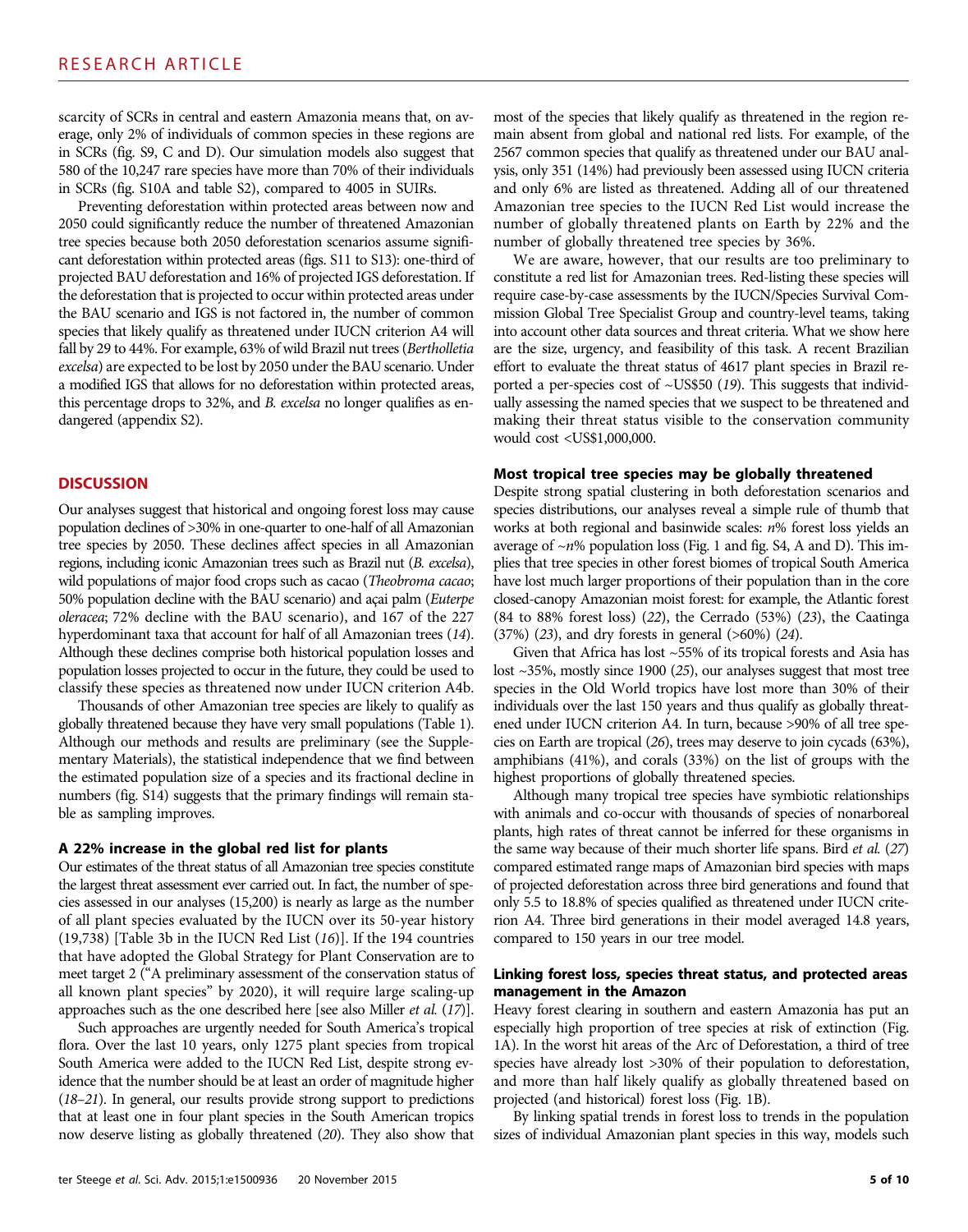scarcity of SCRs in central and eastern Amazonia means that, on average, only 2% of individuals of common species in these regions are in SCRs (fig. S9, C and D). Our simulation models also suggest that 580 of the 10,247 rare species have more than 70% of their individuals in SCRs (fig. S10A and table S2), compared to 4005 in SUIRs.

Preventing deforestation within protected areas between now and 2050 could significantly reduce the number of threatened Amazonian tree species because both 2050 deforestation scenarios assume significant deforestation within protected areas (figs. S11 to S13): one-third of projected BAU deforestation and 16% of projected IGS deforestation. If the deforestation that is projected to occur within protected areas under the BAU scenario and IGS is not factored in, the number of common species that likely qualify as threatened under IUCN criterion A4 will fall by 29 to 44%. For example, 63% of wild Brazil nut trees (*Bertholletia excelsa*) are expected to be lost by 2050 under the BAU scenario. Under a modified IGS that allows for no deforestation within protected areas, this percentage drops to 32%, and *B. excelsa* no longer qualifies as endangered (appendix S2).

## DISCUSSION

Our analyses suggest that historical and ongoing forest loss may cause population declines of >30% in one-quarter to one-half of all Amazonian tree species by 2050. These declines affect species in all Amazonian regions, including iconic Amazonian trees such as Brazil nut (*B. excelsa*), wild populations of major food crops such as cacao (*Theobroma cacao*; 50% population decline with the BAU scenario) and açai palm (*Euterpe oleracea*; 72% decline with the BAU scenario), and 167 of the 227 hyperdominant taxa that account for half of all Amazonian trees (*14*). Although these declines comprise both historical population losses and population losses projected to occur in the future, they could be used to classify these species as threatened now under IUCN criterion A4b.

Thousands of other Amazonian tree species are likely to qualify as globally threatened because they have very small populations (Table 1). Although our methods and results are preliminary (see the Supplementary Materials), the statistical independence that we find between the estimated population size of a species and its fractional decline in numbers (fig. S14) suggests that the primary findings will remain stable as sampling improves.

### A 22% increase in the global red list for plants

Our estimates of the threat status of all Amazonian tree species constitute the largest threat assessment ever carried out. In fact, the number of species assessed in our analyses (15,200) is nearly as large as the number of all plant species evaluated by the IUCN over its 50-year history (19,738) [Table 3b in the IUCN Red List (*16*)]. If the 194 countries that have adopted the Global Strategy for Plant Conservation are to meet target 2 ("A preliminary assessment of the conservation status of all known plant species" by 2020), it will require large scaling-up approaches such as the one described here [see also Miller *et al.* (*17*)].

Such approaches are urgently needed for South America's tropical flora. Over the last 10 years, only 1275 plant species from tropical South America were added to the IUCN Red List, despite strong evidence that the number should be at least an order of magnitude higher (*18*–*21*). In general, our results provide strong support to predictions that at least one in four plant species in the South American tropics now deserve listing as globally threatened (*20*). They also show that most of the species that likely qualify as threatened in the region remain absent from global and national red lists. For example, of the 2567 common species that qualify as threatened under our BAU analysis, only 351 (14%) had previously been assessed using IUCN criteria and only 6% are listed as threatened. Adding all of our threatened Amazonian tree species to the IUCN Red List would increase the number of globally threatened plants on Earth by 22% and the number of globally threatened tree species by 36%.

We are aware, however, that our results are too preliminary to constitute a red list for Amazonian trees. Red-listing these species will require case-by-case assessments by the IUCN/Species Survival Commission Global Tree Specialist Group and country-level teams, taking into account other data sources and threat criteria. What we show here are the size, urgency, and feasibility of this task. A recent Brazilian effort to evaluate the threat status of 4617 plant species in Brazil reported a per-species cost of ~US$50 (*19*). This suggests that individually assessing the named species that we suspect to be threatened and making their threat status visible to the conservation community would cost <US$1,000,000.

### Most tropical tree species may be globally threatened

Despite strong spatial clustering in both deforestation scenarios and species distributions, our analyses reveal a simple rule of thumb that works at both regional and basinwide scales: $n$% forest loss yields an average of ~$n$% population loss (Fig. 1 and fig. S4, A and D). This implies that tree species in other forest biomes of tropical South America have lost much larger proportions of their population than in the core closed-canopy Amazonian moist forest: for example, the Atlantic forest (84 to 88% forest loss) (*22*), the Cerrado (53%) (*23*), the Caatinga (37%) (*23*), and dry forests in general (>60%) (*24*).

Given that Africa has lost ~55% of its tropical forests and Asia has lost ~35%, mostly since 1900 (*25*), our analyses suggest that most tree species in the Old World tropics have lost more than 30% of their individuals over the last 150 years and thus qualify as globally threatened under IUCN criterion A4. In turn, because >90% of all tree species on Earth are tropical (*26*), trees may deserve to join cycads (63%), amphibians (41%), and corals (33%) on the list of groups with the highest proportions of globally threatened species.

Although many tropical tree species have symbiotic relationships with animals and co-occur with thousands of species of nonarboreal plants, high rates of threat cannot be inferred for these organisms in the same way because of their much shorter life spans. Bird *et al.* (*27*) compared estimated range maps of Amazonian bird species with maps of projected deforestation across three bird generations and found that only 5.5 to 18.8% of species qualified as threatened under IUCN criterion A4. Three bird generations in their model averaged 14.8 years, compared to 150 years in our tree model.

### Linking forest loss, species threat status, and protected areas management in the Amazon

Heavy forest clearing in southern and eastern Amazonia has put an especially high proportion of tree species at risk of extinction (Fig. 1A). In the worst hit areas of the Arc of Deforestation, a third of tree species have already lost >30% of their population to deforestation, and more than half qualify as globally threatened based on projected (and historical) forest loss (Fig. 1B).

By linking spatial trends in forest loss to trends in the population sizes of individual Amazonian plant species in this way, models such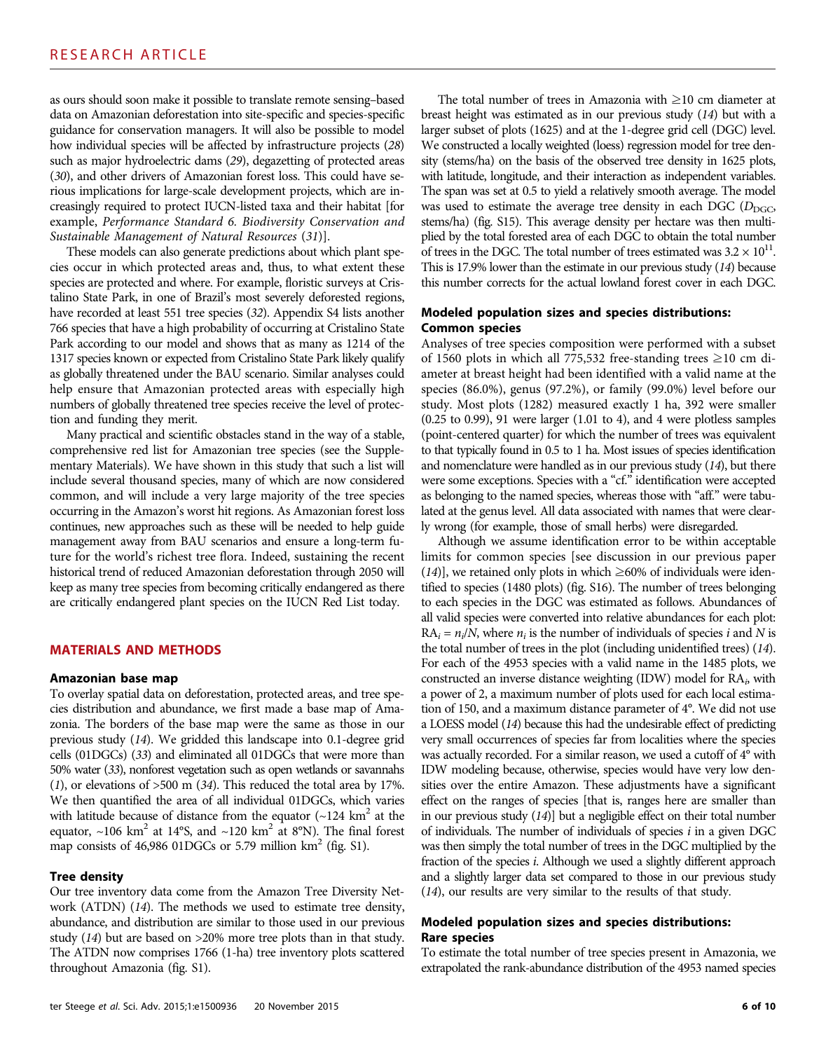as ours should soon make it possible to translate remote sensing–based data on Amazonian deforestation into site-specific and species-specific guidance for conservation managers. It will also be possible to model how individual species will be affected by infrastructure projects (28) such as major hydroelectric dams (29), degazetting of protected areas (30), and other drivers of Amazonian forest loss. This could have serious implications for large-scale development projects, which are increasingly required to protect IUCN-listed taxa and their habitat [for example, *Performance Standard 6. Biodiversity Conservation and Sustainable Management of Natural Resources* (31)].

These models can also generate predictions about which plant species occur in which protected areas and, thus, to what extent these species are protected and where. For example, floristic surveys at Cristalino State Park, in one of Brazil's most severely deforested regions, have recorded at least 551 tree species (32). Appendix S4 lists another 766 species that have a high probability of occurring at Cristalino State Park according to our model and shows that as many as 1214 of the 1317 species known or expected from Cristalino State Park likely qualify as globally threatened under the BAU scenario. Similar analyses could help ensure that Amazonian protected areas with especially high numbers of globally threatened tree species receive the level of protection and funding they merit.

Many practical and scientific obstacles stand in the way of a stable, comprehensive red list for Amazonian tree species (see the Supplementary Materials). We have shown in this study that such a list will include several thousand species, many of which are now considered common, and will include a very large majority of the tree species occurring in the Amazon's worst hit regions. As Amazonian forest loss continues, new approaches such as these will be needed to help guide management away from BAU scenarios and ensure a long-term future for the world's richest tree flora. Indeed, sustaining the recent historical trend of reduced Amazonian deforestation through 2050 will keep as many tree species from becoming critically endangered as there are critically endangered plant species on the IUCN Red List today.

## MATERIALS AND METHODS

### Amazonian base map

To overlay spatial data on deforestation, protected areas, and tree species distribution and abundance, we first made a base map of Amazonia. The borders of the base map were the same as those in our previous study (14). We gridded this landscape into 0.1-degree grid cells (01DGCs) (33) and eliminated all 01DGCs that were more than 50% water (33), nonforest vegetation such as open wetlands or savannahs (1), or elevations of >500 m (34). This reduced the total area by 17%. We then quantified the area of all individual 01DGCs, which varies with latitude because of distance from the equator (~124 km$^2$ at the equator, ~106 km$^2$ at 14°S, and ~120 km$^2$ at 8°N). The final forest map consists of 46,986 01DGCs or 5.79 million km$^2$ (fig. S1).

### Tree density

Our tree inventory data come from the Amazon Tree Diversity Network (ATDN) (14). The methods we used to estimate tree density, abundance, and distribution are similar to those used in our previous study (14) but are based on >20% more tree plots than in that study. The ATDN now comprises 1766 (1-ha) tree inventory plots scattered throughout Amazonia (fig. S1).

The total number of trees in Amazonia with ≥10 cm diameter at breast height was estimated as in our previous study (14) but with a larger subset of plots (1625) and at the 1-degree grid cell (DGC) level. We constructed a locally weighted (loess) regression model for tree density (stems/ha) on the basis of the observed tree density in 1625 plots, with latitude, longitude, and their interaction as independent variables. The span was set at 0.5 to yield a relatively smooth average. The model was used to estimate the average tree density in each DGC ($D_{DGC}$, stems/ha) (fig. S15). This average density per hectare was then multiplied by the total forested area of each DGC to obtain the total number of trees in the DGC. The total number of trees estimated was $3.2 \times 10^{11}$. This is 17.9% lower than the estimate in our previous study (14) because this number corrects for the actual lowland forest cover in each DGC.

### Modeled population sizes and species distributions: Common species

Analyses of tree species composition were performed with a subset of 1560 plots in which all 775,532 free-standing trees ≥10 cm diameter at breast height had been identified with a valid name at the species (86.0%), genus (97.2%), or family (99.0%) level before our study. Most plots (1282) measured exactly 1 ha, 392 were smaller (0.25 to 0.99), 91 were larger (1.01 to 4), and 4 were plotless samples (point-centered quarter) for which the number of trees was equivalent to that typically found in 0.5 to 1 ha. Most issues of species identification and nomenclature were handled as in our previous study (14), but there were some exceptions. Species with a "cf." identification were accepted as belonging to the named species, whereas those with "aff." were tabulated at the genus level. All data associated with names that were clearly wrong (for example, those of small herbs) were disregarded.

Although we assume identification error to be within acceptable limits for common species [see discussion in our previous paper (14)], we retained only plots in which ≥60% of individuals were identified to species (1480 plots) (fig. S16). The number of trees belonging to each species in the DGC was estimated as follows. Abundances of all valid species were converted into relative abundances for each plot: $RA_i = n_i/N$, where $n_i$ is the number of individuals of species $i$ and $N$ is the total number of trees in the plot (including unidentified trees) (14). For each of the 4953 species with a valid name in the 1485 plots, we constructed an inverse distance weighting (IDW) model for $RA_i$, with a power of 2, a maximum number of plots used for each local estimation of 150, and a maximum distance parameter of 4°. We did not use a LOESS model (14) because this had the undesirable effect of predicting very small occurrences of species far from localities where the species was actually recorded. For a similar reason, we used a cutoff of 4° with IDW modeling because, otherwise, species would have very low densities over the entire Amazon. These adjustments have a significant effect on the ranges of species [that is, ranges here are smaller than in our previous study (14)] but a negligible effect on their total number of individuals. The number of individuals of species $i$ in a given DGC was then simply the total number of trees in the DGC multiplied by the fraction of the species $i$. Although we used a slightly different approach and a slightly larger data set compared to those in our previous study (14), our results are very similar to the results of that study.

### Modeled population sizes and species distributions: Rare species

To estimate the total number of tree species present in Amazonia, we extrapolated the rank-abundance distribution of the 4953 named species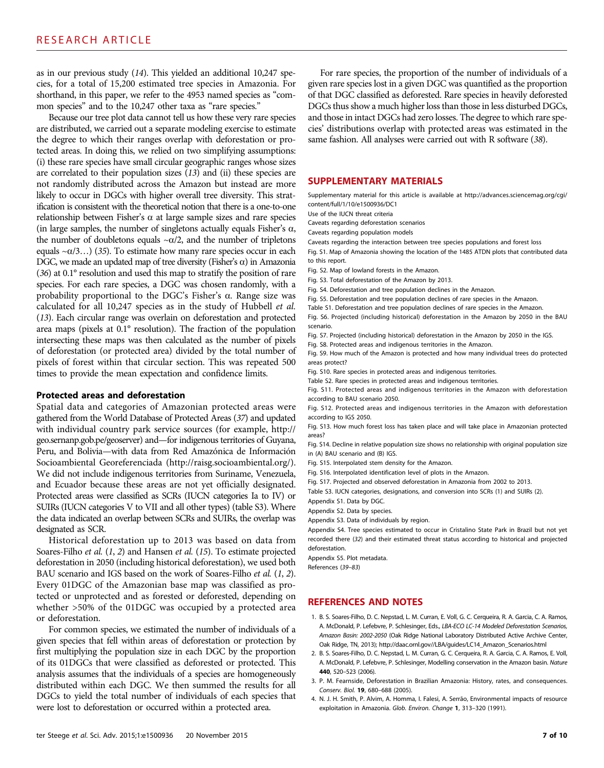as in our previous study (14). This yielded an additional 10,247 species, for a total of 15,200 estimated tree species in Amazonia. For shorthand, in this paper, we refer to the 4953 named species as "common species" and to the 10,247 other taxa as "rare species."

Because our tree plot data cannot tell us how these very rare species are distributed, we carried out a separate modeling exercise to estimate the degree to which their ranges overlap with deforestation or protected areas. In doing this, we relied on two simplifying assumptions: (i) these rare species have small circular geographic ranges whose sizes are correlated to their population sizes (13) and (ii) these species are not randomly distributed across the Amazon but instead are more likely to occur in DGCs with higher overall tree diversity. This stratification is consistent with the theoretical notion that there is a one-to-one relationship between Fisher's $\alpha$ at large sample sizes and rare species (in large samples, the number of singletons actually equals Fisher's $\alpha$, the number of doubletons equals $\sim\alpha/2$, and the number of tripletons equals $\sim\alpha/3\ldots$) (35). To estimate how many rare species occur in each DGC, we made an updated map of tree diversity (Fisher's $\alpha$) in Amazonia (36) at 0.1° resolution and used this map to stratify the position of rare species. For each rare species, a DGC was chosen randomly, with a probability proportional to the DGC's Fisher's $\alpha$. Range size was calculated for all 10,247 species as in the study of Hubbell *et al.* (13). Each circular range was overlain on deforestation and protected area maps (pixels at 0.1° resolution). The fraction of the population intersecting these maps was then calculated as the number of pixels of deforestation (or protected area) divided by the total number of pixels of forest within that circular section. This was repeated 500 times to provide the mean expectation and confidence limits.

### Protected areas and deforestation

Spatial data and categories of Amazonian protected areas were gathered from the World Database of Protected Areas (37) and updated with individual country park service sources (for example, http://geo.sernanp.gob.pe/geoserver) and—for indigenous territories of Guyana, Peru, and Bolivia—with data from Red Amazónica de Información Socioambiental Georeferenciada (http://raisg.socioambiental.org/). We did not include indigenous territories from Suriname, Venezuela, and Ecuador because these areas are not yet officially designated. Protected areas were classified as SCRs (IUCN categories Ia to IV) or SUIRs (IUCN categories V to VII and all other types) (table S3). Where the data indicated an overlap between SCRs and SUIRs, the overlap was designated as SCR.

Historical deforestation up to 2013 was based on data from Soares-Filho *et al.* (1, 2) and Hansen *et al.* (15). To estimate projected deforestation in 2050 (including historical deforestation), we used both BAU scenario and IGS based on the work of Soares-Filho *et al.* (1, 2). Every 01DGC of the Amazonian base map was classified as protected or unprotected and as forested or deforested, depending on whether >50% of the 01DGC was occupied by a protected area or deforestation.

For common species, we estimated the number of individuals of a given species that fell within areas of deforestation or protection by first multiplying the population size in each DGC by the proportion of its 01DGCs that were classified as deforested or protected. This analysis assumes that the individuals of a species are homogeneously distributed within each DGC. We then summed the results for all DGCs to yield the total number of individuals of each species that were lost to deforestation or occurred within a protected area.

For rare species, the proportion of the number of individuals of a given rare species lost in a given DGC was quantified as the proportion of that DGC classified as deforested. Rare species in heavily deforested DGCs thus show a much higher loss than those in less disturbed DGCs, and those in intact DGCs had zero losses. The degree to which rare species' distributions overlap with protected areas was estimated in the same fashion. All analyses were carried out with R software (38).

## SUPPLEMENTARY MATERIALS

Supplementary material for this article is available at http://advances.sciencemag.org/cgi/content/full/1/10/e1500936/DC1

Use of the IUCN threat criteria

Caveats regarding deforestation scenarios

Caveats regarding population models

Caveats regarding the interaction between tree species populations and forest loss

Fig. S1. Map of Amazonia showing the location of the 1485 ATDN plots that contributed data to this report.

Fig. S2. Map of lowland forests in the Amazon.

Fig. S3. Total deforestation of the Amazon by 2013.

Fig. S4. Deforestation and tree population declines in the Amazon.

Fig. S5. Deforestation and tree population declines of rare species in the Amazon.

Table S1. Deforestation and tree population declines of rare species in the Amazon.

Fig. S6. Projected (including historical) deforestation in the Amazon by 2050 in the BAU scenario.

Fig. S7. Projected (including historical) deforestation in the Amazon by 2050 in the IGS.

Fig. S8. Protected areas and indigenous territories in the Amazon.

Fig. S9. How much of the Amazon is protected and how many individual trees do protected areas protect?

Fig. S10. Rare species in protected areas and indigenous territories.

Table S2. Rare species in protected areas and indigenous territories.

Fig. S11. Protected areas and indigenous territories in the Amazon with deforestation according to BAU scenario 2050.

Fig. S12. Protected areas and indigenous territories in the Amazon with deforestation according to IGS 2050.

Fig. S13. How much forest loss has taken place and will take place in Amazonian protected areas?

Fig. S14. Decline in relative population size shows no relationship with original population size in (A) BAU scenario and (B) IGS.

Fig. S15. Interpolated stem density for the Amazon.

Fig. S16. Interpolated identification level of plots in the Amazon.

Fig. S17. Projected and observed deforestation in Amazonia from 2002 to 2013.

Table S3. IUCN categories, designations, and conversion into SCRs (1) and SUIRs (2).

Appendix S1. Data by DGC.

Appendix S2. Data by species.

Appendix S3. Data of individuals by region.

Appendix S4. Tree species estimated to occur in Cristalino State Park in Brazil but not yet recorded there (32) and their estimated threat status according to historical and projected deforestation.

Appendix S5. Plot metadata.

References (39–83)

## REFERENCES AND NOTES

1. B. S. Soares-Filho, D. C. Nepstad, L. M. Curran, E. Voll, G. C. Cerqueira, R. A. Garcia, C. A. Ramos, A. McDonald, P. Lefebvre, P. Schlesinger, Eds., *LBA-ECO LC-14 Modeled Deforestation Scenarios, Amazon Basin: 2002-2050* (Oak Ridge National Laboratory Distributed Active Archive Center, Oak Ridge, TN, 2013); http://daac.ornl.gov//LBA/guides/LC14_Amazon_Scenarios.html
2. B. S. Soares-Filho, D. C. Nepstad, L. M. Curran, G. C. Cerqueira, R. A. Garcia, C. A. Ramos, E. Voll, A. McDonald, P. Lefebvre, P. Schlesinger, Modelling conservation in the Amazon basin. *Nature* **440**, 520–523 (2006).
3. P. M. Fearnside, Deforestation in Brazilian Amazonia: History, rates, and consequences. *Conserv. Biol.* **19**, 680–688 (2005).
4. N. J. H. Smith, P. Alvim, A. Homma, I. Falesi, A. Serrão, Environmental impacts of resource exploitation in Amazonia. *Glob. Environ. Change* **1**, 313–320 (1991).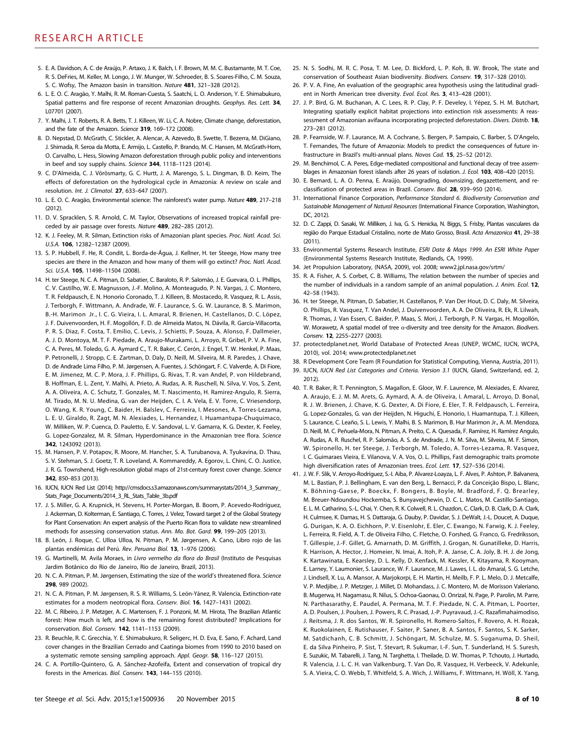5. E. A. Davidson, A. C. de Araújo, P. Artaxo, J. K. Balch, I. F. Brown, M. M. C. Bustamante, M. T. Coe, R. S. DeFries, M. Keller, M. Longo, J. W. Munger, W. Schroeder, B. S. Soares-Filho, C. M. Souza, S. C. Wofsy, The Amazon basin in transition. *Nature* **481**, 321–328 (2012).
6. L. E. O. C. Aragão, Y. Malhi, R. M. Roman-Cuesta, S. Saatchi, L. O. Anderson, Y. E. Shimabukuro, Spatial patterns and fire response of recent Amazonian droughts. *Geophys. Res. Lett.* **34**, L07701 (2007).
7. Y. Malhi, J. T. Roberts, R. A. Betts, T. J. Killeen, W. Li, C. A. Nobre, Climate change, deforestation, and the fate of the Amazon. *Science* **319**, 169–172 (2008).
8. D. Nepstad, D. McGrath, C. Stickler, A. Alencar, A. Azevedo, B. Swette, T. Bezerra, M. DiGiano, J. Shimada, R. Seroa da Motta, E. Armijo, L. Castello, P. Brando, M. C. Hansen, M. McGrath-Horn, O. Carvalho, L. Hess, Slowing Amazon deforestation through public policy and interventions in beef and soy supply chains. *Science* **344**, 1118–1123 (2014).
9. C. D'Almeida, C. J. Vörösmarty, G. C. Hurtt, J. A. Marengo, S. L. Dingman, B. D. Keim, The effects of deforestation on the hydrological cycle in Amazonia: A review on scale and resolution. *Int. J. Climatol.* **27**, 633–647 (2007).
10. L. E. O. C. Aragão, Environmental science: The rainforest's water pump. *Nature* **489**, 217–218 (2012).
11. D. V. Spracklen, S. R. Arnold, C. M. Taylor, Observations of increased tropical rainfall preceded by air passage over forests. *Nature* **489**, 282–285 (2012).
12. K. J. Feeley, M. R. Silman, Extinction risks of Amazonian plant species. *Proc. Natl. Acad. Sci. U.S.A.* **106**, 12382–12387 (2009).
13. S. P. Hubbell, F. He, R. Condit, L. Borda-de-Água, J. Kellner, H. ter Steege, How many tree species are there in the Amazon and how many of them will go extinct? *Proc. Natl. Acad. Sci. U.S.A.* **105**, 11498–11504 (2008).
14. H. ter Steege, N. C. A. Pitman, D. Sabatier, C. Baraloto, R. P. Salomão, J. E. Guevara, O. L. Phillips, C. V. Castilho, W. E. Magnusson, J.-F. Molino, A. Monteagudo, P. N. Vargas, J. C. Montero, T. R. Feldpausch, E. N. Honorio Coronado, T. J. Killeen, B. Mostacedo, R. Vasquez, R. L. Assis, J. Terborgh, F. Wittmann, A. Andrade, W. F. Laurance, S. G. W. Laurance, B. S. Marimon, B.-H. Marimon Jr., I. C. G. Vieira, I. L. Amaral, R. Brienen, H. Castellanos, D. C. López, J. F. Duivenvoorden, H. F. Mogollón, F. D. de Almeida Matos, N. Dávila, R. García-Villacorta, P. R. S. Diaz, F. Costa, T. Emilio, C. Levis, J. Schietti, P. Souza, A. Alonso, F. Dallmeier, A. J. D. Montoya, M. T. F. Piedade, A. Araujo-Murakami, L. Arroyo, R. Gribel, P. V. A. Fine, C. A. Peres, M. Toledo, G. A. Aymard C., T. R. Baker, C. Cerón, J. Engel, T. W. Henkel, P. Maas, P. Petronelli, J. Stropp, C. E. Zartman, D. Daly, D. Neill, M. Silveira, M. R. Paredes, J. Chave, D. de Andrade Lima Filho, P. M. Jørgensen, A. Fuentes, J. Schöngart, F. C. Valverde, A. Di Fiore, E. M. Jimenez, M. C. P. Mora, J. F. Phillips, G. Rivas, T. R. van Andel, P. von Hildebrand, B. Hoffman, E. L. Zent, Y. Malhi, A. Prieto, A. Rudas, A. R. Ruschell, N. Silva, V. Vos, S. Zent, A. A. Oliveira, A. C. Schutz, T. Gonzales, M. T. Nascimento, H. Ramirez-Angulo, R. Sierra, M. Tirado, M. N. U. Medina, G. van der Heijden, C. I. A. Vela, E. V. Torre, C. Vriesendorp, O. Wang, K. R. Young, C. Baider, H. Balslev, C. Ferreira, I. Mesones, A. Torres-Lezama, L. E. U. Giraldo, R. Zagt, M. N. Alexiades, L. Hernandez, I. Huamantupa-Chuquimaco, W. Milliken, W. P. Cuenca, D. Pauletto, E. V. Sandoval, L. V. Gamarra, K. G. Dexter, K. Feeley, G. Lopez-Gonzalez, M. R. Silman, Hyperdominance in the Amazonian tree flora. *Science* **342**, 1243092 (2013).
15. M. Hansen, P. V. Potapov, R. Moore, M. Hancher, S. A. Turubanova, A. Tyukavina, D. Thau, S. V. Stehman, S. J. Goetz, T. R. Loveland, A. Kommareddy, A. Egorov, L. Chini, C. O. Justice, J. R. G. Townshend, High-resolution global maps of 21st-century forest cover change. *Science* **342**, 850–853 (2013).
16. IUCN, IUCN Red List (2014); http://cmsdocs.s3.amazonaws.com/summarystats/2014_3_Summary_Stats_Page_Documents/2014_3_RL_Stats_Table_3b.pdf
17. J. S. Miller, G. A. Krupnick, H. Stevens, H. Porter-Morgan, B. Boom, P. Acevedo-Rodríguez, J. Ackerman, D. Kolterman, E. Santiago, C. Torres, J. Velez, Toward target 2 of the Global Strategy for Plant Conservation: An expert analysis of the Puerto Rican flora to validate new streamlined methods for assessing conservation status. *Ann. Mo. Bot. Gard.* **99**, 199–205 (2013).
18. B. León, J. Roque, C. Ulloa Ulloa, N. Pitman, P. M. Jørgensen, A. Cano, Libro rojo de las plantas endémicas del Perú. *Rev. Peruana Biol.* **13**, 1–976 (2006).
19. G. Martinelli, M. Avila Moraes, in *Livro vermelho da flora do Brasil* (Instituto de Pesquisas Jardim Botânico do Rio de Janeiro, Rio de Janeiro, Brazil, 2013).
20. N. C. A. Pitman, P. M. Jørgensen, Estimating the size of the world's threatened flora. *Science* **298**, 989 (2002).
21. N. C. A. Pitman, P. M. Jørgensen, R. S. R. Williams, S. León-Yánez, R. Valencia, Extinction-rate estimates for a modern neotropical flora. *Conserv. Biol.* **16**, 1427–1431 (2002).
22. M. C. Ribeiro, J. P. Metzger, A. C. Martensen, F. J. Ponzoni, M. M. Hirota, The Brazilian Atlantic forest: How much is left, and how is the remaining forest distributed? Implications for conservation. *Biol. Conserv.* **142**, 1141–1153 (2009).
23. R. Beuchle, R. C. Grecchia, Y. E. Shimabukuro, R. Seliger, H. D. Eva, E. Sano, F. Achard, Land cover changes in the Brazilian Cerrado and Caatinga biomes from 1990 to 2010 based on a systematic remote sensing sampling approach. *Appl. Geogr.* **58**, 116–127 (2015).
24. C. A. Portillo-Quintero, G. A. Sánchez-Azofeifa, Extent and conservation of tropical dry forests in the Americas. *Biol. Conserv.* **143**, 144–155 (2010).
25. N. S. Sodhi, M. R. C. Posa, T. M. Lee, D. Bickford, L. P. Koh, B. W. Brook, The state and conservation of Southeast Asian biodiversity. *Biodivers. Conserv.* **19**, 317–328 (2010).
26. P. V. A. Fine, An evaluation of the geographic area hypothesis using the latitudinal gradient in North American tree diversity. *Evol. Ecol. Res.* **3**, 413–428 (2001).
27. J. P. Bird, G. M. Buchanan, A. C. Lees, R. P. Clay, P. F. Develey, I. Yépez, S. H. M. Butchart, Integrating spatially explicit habitat projections into extinction risk assessments: A reassessment of Amazonian avifauna incorporating projected deforestation. *Divers. Distrib.* **18**, 273–281 (2012).
28. P. Fearnside, W. F. Laurance, M. A. Cochrane, S. Bergen, P. Sampaio, C. Barber, S. D'Angelo, T. Fernandes, The future of Amazonia: Models to predict the consequences of future infrastructure in Brazil's multi-annual plans. *Novos Cad.* **15**, 25–52 (2012).
29. M. Benchimol, C. A. Peres, Edge-mediated compositional and functional decay of tree assemblages in Amazonian forest islands after 26 years of isolation. *J. Ecol.* **103**, 408–420 (2015).
30. E. Bernard, L. A. O. Penna, E. Araújo, Downgrading, downsizing, degazettement, and reclassification of protected areas in Brazil. *Conserv. Biol.* **28**, 939–950 (2014).
31. International Finance Corporation, *Performance Standard 6. Biodiversity Conservation and Sustainable Management of Natural Resources* (International Finance Corporation, Washington, DC, 2012).
32. D. C. Zappi, D. Sasaki, W. Milliken, J. Iva, G. S. Henicka, N. Biggs, S. Frisby, Plantas vasculares da região do Parque Estadual Cristalino, norte de Mato Grosso, Brasil. *Acta Amazonica* **41**, 29–38 (2011).
33. Environmental Systems Research Institute, *ESRI Data & Maps 1999. An ESRI White Paper* (Environmental Systems Research Institute, Redlands, CA, 1999).
34. Jet Propulsion Laboratory, (NASA, 2009), vol. 2008; www2.jpl.nasa.gov/srtm/
35. R. A. Fisher, A. S. Corbet, C. B. Williams, The relation between the number of species and the number of individuals in a random sample of an animal population. *J. Anim. Ecol.* **12**, 42–58 (1943).
36. H. ter Steege, N. Pitman, D. Sabatier, H. Castellanos, P. Van Der Hout, D. C. Daly, M. Silveira, O. Phillips, R. Vasquez, T. Van Andel, J. Duivenvoorden, A. A. De Oliveira, R. Ek, R. Lilwah, R. Thomas, J. Van Essen, C. Baider, P. Maas, S. Mori, J. Terborgh, P. N. Vargas, H. Mogollón, W. Morawetz, A spatial model of tree α-diversity and tree density for the Amazon. *Biodivers. Conserv.* **12**, 2255–2277 (2003).
37. protectedplanet.net, World Database of Protected Areas (UNEP, WCMC, IUCN, WCPA, 2010), vol. 2014; www.protectedplanet.net
38. R Development Core Team (R Foundation for Statistical Computing, Vienna, Austria, 2011).
39. IUCN, *IUCN Red List Categories and Criteria. Version 3.1* (IUCN, Gland, Switzerland, ed. 2, 2012).
40. T. R. Baker, R. T. Pennington, S. Magallon, E. Gloor, W. F. Laurence, M. Alexiades, E. Alvarez, A. Araujo, E. J. M. M. Arets, G. Aymard, A. A. de Oliveira, I. Amaral, L. Arroyo, D. Bonal, R. J. W. Brienen, J. Chave, K. G. Dexter, A. Di Fiore, E. Eler, T. R. Feldpausch, L. Ferreira, G. Lopez-Gonzales, G. van der Heijden, N. Higuchi, E. Honorio, I. Huamantupa, T. J. Killeen, S. Laurance, C. Leaño, S. L. Lewis, Y. Malhi, B. S. Marimon, B. Hur Marimon Jr., A. M. Mendoza, D. Neill, M. C. Peñuela-Mora, N. Pitman, A. Preito, C. A. Quesada, F. Ramírez, H. Ramírez Angulo, A. Rudas, A. R. Ruschel, R. P. Salomão, A. S. de Andrade, J. N. M. Silva, M. Silveira, M. F. Simon, W. Spironello, H. ter Steege, J. Terborgh, M. Toledo, A. Torres-Lezama, R. Vasquez, I. C. Guimaraes Vieira, E. Vilanova, V. A. Vos, O. L. Phillips, Fast demographic traits promote high diversification rates of Amazonian trees. *Ecol. Lett.* **17**, 527–536 (2014).
41. J. W. F. Slik, V. Arroyo-Rodríguez, S.-I. Aiba, P. Alvarez-Loayza, L. F. Alves, P. Ashton, P. Balvanera, M. L. Bastian, P. J. Bellingham, E. van den Berg, L. Bernacci, P. da Conceição Bispo, L. Blanc, K. Böhning-Gaese, P. Boeckx, F. Bongers, B. Boyle, M. Bradford, F. Q. Brearley, M. Breuer-Ndoundou Hockemba, S. Bunyavejchewin, D. C. L. Matos, M. Castillo-Santiago, E. L. M. Catharino, S.-L. Chai, Y. Chen, R. K. Colwell, R. L. Chazdon, C. Clark, D. B. Clark, D. A. Clark, H. Culmsee, K. Damas, H. S. Dattaraja, G. Dauby, P. Davidar, S. J. DeWalt, J.-L. Doucet, A. Duque, G. Durigan, K. A. O. Eichhorn, P. V. Eisenlohr, E. Eler, C. Ewango, N. Farwig, K. J. Feeley, L. Ferreira, R. Field, A. T. de Oliveira Filho, C. Fletche, O. Forshed, G. Franco, G. Fredriksson, T. Gillespie, J.-F. Gillet, G. Amarnath, D. M. Griffith, J. Grogan, N. Gunatilleke, D. Harris, R. Harrison, A. Hector, J. Homeier, N. Imai, A. Itoh, P. A. Janse, C. A. Joly, B. H. J. de Jong, K. Kartawinata, E. Kearsley, D. L. Kelly, D. Kenfack, M. Kessler, K. Kitayama, R. Kooyman, E. Larney, Y. Laumonier, S. Laurance, W. F. Laurance, M. J. Lawes, I. L. do Amaral, S. G. Letche, J. Lindsell, X. Lu, A. Mansor, A. Marjokorpi, E. H. Martin, H. Meilb, F. P. L. Melo, D. J. Metcalfe, V. P. Medjibe, J. P. Metzger, J. Millet, D. Mohandass, J. C. Montero, M. de Morisson Valeriano, B. Mugerwa, H. Nagamasu, R. Nilus, S. Ochoa-Gaonau, O. Onrizal, N. Page, P. Parolin, M. Parre, N. Parthasarathy, E. Paudel, A. Permana, M. T. F. Piedade, N. C. A. Pitman, L. Poorter, A. D. Poulsen, J. Poulsen, J. Powers, R. C. Prasad, J.-P. Puyravaud, J.-C. Razafimahaimodiso, J. Reitsma, J. R. dos Santos, W. R. Spironello, H. Romero-Saltos, F. Rovero, A. H. Rozak, K. Ruokolainen, E. Rutishauser, F. Saiter, P. Saner, B. A. Santos, F. Santos, S. K. Sarker, M. Satdichanh, C. B. Schmitt, J. Schöngart, M. Schulze, M. S. Suganuma, D. Sheil, E. da Silva Pinheiro, P. Sist, T. Stevart, R. Sukumar, I.-F. Sun, T. Sunderland, H. S. Suresh, E. Suzuki, M. Tabarelli, J. Tang, N. Targhetta, I. Theilade, D. W. Thomas, P. Tchouto, J. Hurtado, R. Valencia, J. L. C. H. van Valkenburg, T. Van Do, R. Vasquez, H. Verbeeck, V. Adekunle, S. A. Vieira, C. O. Webb, T. Whitfeld, S. A. Wich, J. Williams, F. Wittmann, H. Wöll, X. Yang,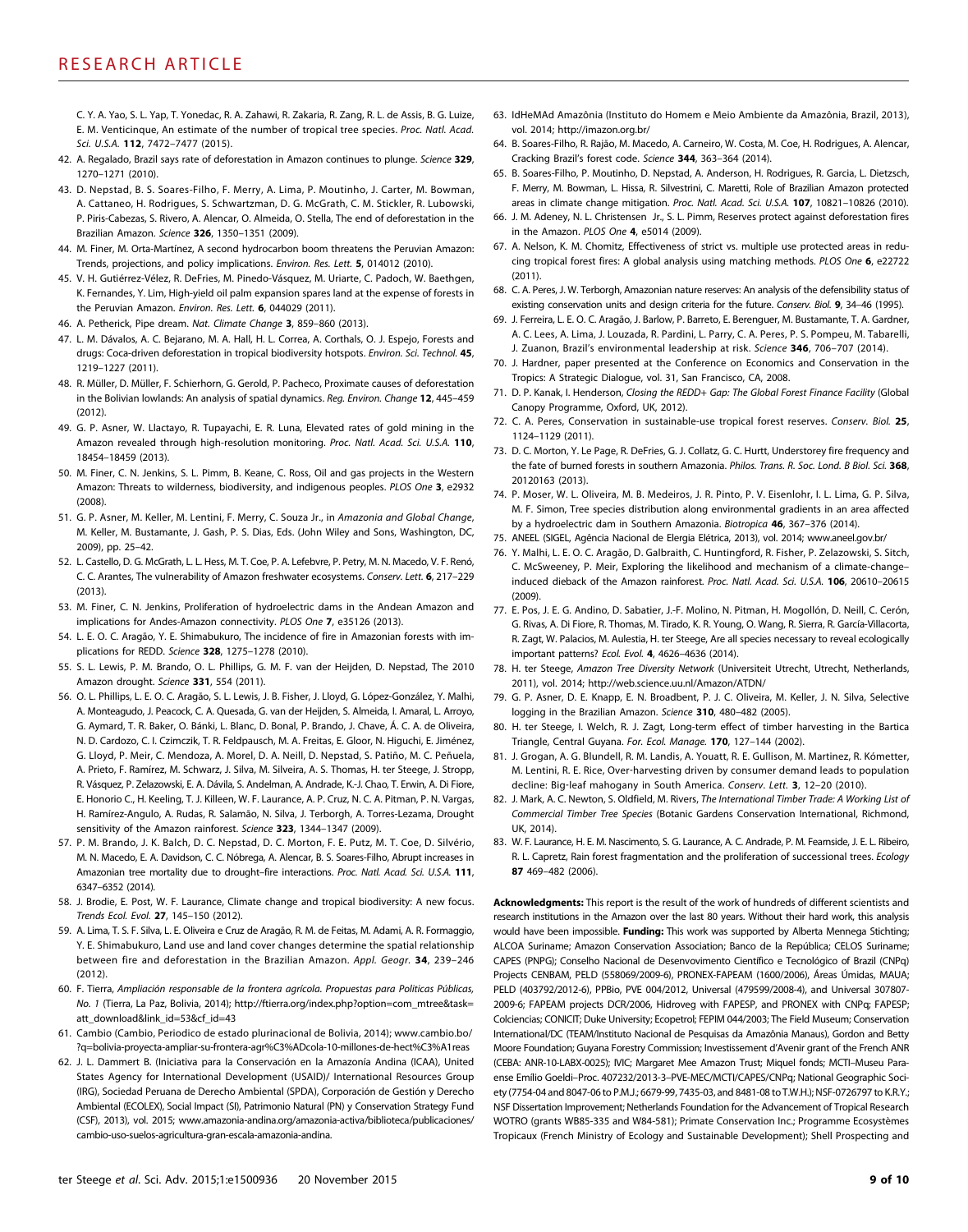C. Y. A. Yao, S. L. Yap, T. Yonedac, R. A. Zahawi, R. Zakaria, R. Zang, R. L. de Assis, B. G. Luize, E. M. Venticinque, An estimate of the number of tropical tree species. *Proc. Natl. Acad. Sci. U.S.A.* **112**, 7472–7477 (2015).

42. A. Regalado, Brazil says rate of deforestation in Amazon continues to plunge. *Science* **329**, 1270–1271 (2010).
43. D. Nepstad, B. S. Soares-Filho, F. Merry, A. Lima, P. Moutinho, J. Carter, M. Bowman, A. Cattaneo, H. Rodrigues, S. Schwartzman, D. G. McGrath, C. M. Stickler, R. Lubowski, P. Piris-Cabezas, S. Rivero, A. Alencar, O. Almeida, O. Stella, The end of deforestation in the Brazilian Amazon. *Science* **326**, 1350–1351 (2009).
44. M. Finer, M. Orta-Martínez, A second hydrocarbon boom threatens the Peruvian Amazon: Trends, projections, and policy implications. *Environ. Res. Lett.* **5**, 014012 (2010).
45. V. H. Gutiérrez-Vélez, R. DeFries, M. Pinedo-Vásquez, M. Uriarte, C. Padoch, W. Baethgen, K. Fernandes, Y. Lim, High-yield oil palm expansion spares land at the expense of forests in the Peruvian Amazon. *Environ. Res. Lett.* **6**, 044029 (2011).
46. A. Petherick, Pipe dream. *Nat. Climate Change* **3**, 859–860 (2013).
47. L. M. Dávalos, A. C. Bejarano, M. A. Hall, H. L. Correa, A. Corthals, O. J. Espejo, Forests and drugs: Coca-driven deforestation in tropical biodiversity hotspots. *Environ. Sci. Technol.* **45**, 1219–1227 (2011).
48. R. Müller, D. Müller, F. Schierhorn, G. Gerold, P. Pacheco, Proximate causes of deforestation in the Bolivian lowlands: An analysis of spatial dynamics. *Reg. Environ. Change* **12**, 445–459 (2012).
49. G. P. Asner, W. Llactayo, R. Tupayachi, E. R. Luna, Elevated rates of gold mining in the Amazon revealed through high-resolution monitoring. *Proc. Natl. Acad. Sci. U.S.A.* **110**, 18454–18459 (2013).
50. M. Finer, C. N. Jenkins, S. L. Pimm, B. Keane, C. Ross, Oil and gas projects in the Western Amazon: Threats to wilderness, biodiversity, and indigenous peoples. *PLOS One* **3**, e2932 (2008).
51. G. P. Asner, M. Keller, M. Lentini, F. Merry, C. Souza Jr., in *Amazonia and Global Change*, M. Keller, M. Bustamante, J. Gash, P. S. Dias, Eds. (John Wiley and Sons, Washington, DC, 2009), pp. 25–42.
52. L. Castello, D. G. McGrath, L. L. Hess, M. T. Coe, P. A. Lefebvre, P. Petry, M. N. Macedo, V. F. Renó, C. C. Arantes, The vulnerability of Amazon freshwater ecosystems. *Conserv. Lett.* **6**, 217–229 (2013).
53. M. Finer, C. N. Jenkins, Proliferation of hydroelectric dams in the Andean Amazon and implications for Andes-Amazon connectivity. *PLOS One* **7**, e35126 (2013).
54. L. E. O. C. Aragão, Y. E. Shimabukuro, The incidence of fire in Amazonian forests with implications for REDD. *Science* **328**, 1275–1278 (2010).
55. S. L. Lewis, P. M. Brando, O. L. Phillips, G. M. F. van der Heijden, D. Nepstad, The 2010 Amazon drought. *Science* **331**, 554 (2011).
56. O. L. Phillips, L. E. O. C. Aragão, S. L. Lewis, J. B. Fisher, J. Lloyd, G. López-González, Y. Malhi, A. Monteagudo, J. Peacock, C. A. Quesada, G. van der Heijden, S. Almeida, I. Amaral, L. Arroyo, G. Aymard, T. R. Baker, O. Bánki, L. Blanc, D. Bonal, P. Brando, J. Chave, Á. C. A. de Oliveira, N. D. Cardozo, C. I. Czimczik, T. R. Feldpausch, M. A. Freitas, E. Gloor, N. Higuchi, E. Jiménez, G. Lloyd, P. Meir, C. Mendoza, A. Morel, D. A. Neill, D. Nepstad, S. Patiño, M. C. Peñuela, A. Prieto, F. Ramírez, M. Schwarz, J. Silva, M. Silveira, A. S. Thomas, H. ter Steege, J. Stropp, R. Vásquez, P. Zelazowski, E. A. Dávila, S. Andelman, A. Andrade, K.-J. Chao, T. Erwin, A. Di Fiore, E. Honorio C., H. Keeling, T. J. Killeen, W. F. Laurance, A. P. Cruz, N. C. A. Pitman, P. N. Vargas, H. Ramírez-Angulo, A. Rudas, R. Salamão, N. Silva, J. Terborgh, A. Torres-Lezama, Drought sensitivity of the Amazon rainforest. *Science* **323**, 1344–1347 (2009).
57. P. M. Brando, J. K. Balch, D. C. Nepstad, D. C. Morton, F. E. Putz, M. T. Coe, D. Silvério, M. N. Macedo, E. A. Davidson, C. C. Nóbrega, A. Alencar, B. S. Soares-Filho, Abrupt increases in Amazonian tree mortality due to drought–fire interactions. *Proc. Natl. Acad. Sci. U.S.A.* **111**, 6347–6352 (2014).
58. J. Brodie, E. Post, W. F. Laurance, Climate change and tropical biodiversity: A new focus. *Trends Ecol. Evol.* **27**, 145–150 (2012).
59. A. Lima, T. S. F. Silva, L. E. Oliveira e Cruz de Aragão, R. M. de Feitas, M. Adami, A. R. Formaggio, Y. E. Shimabukuro, Land use and land cover changes determine the spatial relationship between fire and deforestation in the Brazilian Amazon. *Appl. Geogr.* **34**, 239–246 (2012).
60. F. Tierra, *Ampliación responsable de la frontera agrícola. Propuestas para Politicas Públicas, No. 1* (Tierra, La Paz, Bolivia, 2014); http://ftierra.org/index.php?option=com_mtree&task=att_download&link_id=53&cf_id=43
61. Cambio (Cambio, Periodico de estado plurinacional de Bolivia, 2014); www.cambio.bo/?q=bolivia-proyecta-ampliar-su-frontera-agr%C3%ADcola-10-millones-de-hect%C3%A1reas
62. J. L. Dammert B. (Iniciativa para la Conservación en la Amazonía Andina (ICAA), United States Agency for International Development (USAID)/ International Resources Group (IRG), Sociedad Peruana de Derecho Ambiental (SPDA), Corporación de Gestión y Derecho Ambiental (ECOLEX), Social Impact (SI), Patrimonio Natural (PN) y Conservation Strategy Fund (CSF), 2013), vol. 2015; www.amazonia-andina.org/amazonia-activa/biblioteca/publicaciones/cambio-uso-suelos-agricultura-gran-escala-amazonia-andina.
63. IdHeMAd Amazônia (Instituto do Homem e Meio Ambiente da Amazônia, Brazil, 2013), vol. 2014; http://imazon.org.br/
64. B. Soares-Filho, R. Rajão, M. Macedo, A. Carneiro, W. Costa, M. Coe, H. Rodrigues, A. Alencar, Cracking Brazil's forest code. *Science* **344**, 363–364 (2014).
65. B. Soares-Filho, P. Moutinho, D. Nepstad, A. Anderson, H. Rodrigues, R. Garcia, L. Dietzsch, F. Merry, M. Bowman, L. Hissa, R. Silvestrini, C. Maretti, Role of Brazilian Amazon protected areas in climate change mitigation. *Proc. Natl. Acad. Sci. U.S.A.* **107**, 10821–10826 (2010).
66. J. M. Adeney, N. L. Christensen Jr., S. L. Pimm, Reserves protect against deforestation fires in the Amazon. *PLOS One* **4**, e5014 (2009).
67. A. Nelson, K. M. Chomitz, Effectiveness of strict vs. multiple use protected areas in reducing tropical forest fires: A global analysis using matching methods. *PLOS One* **6**, e22722 (2011).
68. C. A. Peres, J. W. Terborgh, Amazonian nature reserves: An analysis of the defensibility status of existing conservation units and design criteria for the future. *Conserv. Biol.* **9**, 34–46 (1995).
69. J. Ferreira, L. E. O. C. Aragão, J. Barlow, P. Barreto, E. Berenguer, M. Bustamante, T. A. Gardner, A. C. Lees, A. Lima, J. Louzada, R. Pardini, L. Parry, C. A. Peres, P. S. Pompeu, M. Tabarelli, J. Zuanon, Brazil's environmental leadership at risk. *Science* **346**, 706–707 (2014).
70. J. Hardner, paper presented at the Conference on Economics and Conservation in the Tropics: A Strategic Dialogue, vol. 31, San Francisco, CA, 2008.
71. D. P. Kanak, I. Henderson, *Closing the REDD+ Gap: The Global Forest Finance Facility* (Global Canopy Programme, Oxford, UK, 2012).
72. C. A. Peres, Conservation in sustainable-use tropical forest reserves. *Conserv. Biol.* **25**, 1124–1129 (2011).
73. D. C. Morton, Y. Le Page, R. DeFries, G. J. Collatz, G. C. Hurtt, Understorey fire frequency and the fate of burned forests in southern Amazonia. *Philos. Trans. R. Soc. Lond. B Biol. Sci.* **368**, 20120163 (2013).
74. P. Moser, W. L. Oliveira, M. B. Medeiros, J. R. Pinto, P. V. Eisenlohr, I. L. Lima, G. P. Silva, M. F. Simon, Tree species distribution along environmental gradients in an area affected by a hydroelectric dam in Southern Amazonia. *Biotropica* **46**, 367–376 (2014).
75. ANEEL (SIGEL, Agência Nacional de Elergia Elétrica, 2013), vol. 2014; www.aneel.gov.br/
76. Y. Malhi, L. E. O. C. Aragão, D. Galbraith, C. Huntingford, R. Fisher, P. Zelazowski, S. Sitch, C. McSweeney, P. Meir, Exploring the likelihood and mechanism of a climate-change–induced dieback of the Amazon rainforest. *Proc. Natl. Acad. Sci. U.S.A.* **106**, 20610–20615 (2009).
77. E. Pos, J. E. G. Andino, D. Sabatier, J.-F. Molino, N. Pitman, H. Mogollón, D. Neill, C. Cerón, G. Rivas, A. Di Fiore, R. Thomas, M. Tirado, K. R. Young, O. Wang, R. Sierra, R. García-Villacorta, R. Zagt, W. Palacios, M. Aulestia, H. ter Steege, Are all species necessary to reveal ecologically important patterns? *Ecol. Evol.* **4**, 4626–4636 (2014).
78. H. ter Steege, *Amazon Tree Diversity Network* (Universiteit Utrecht, Utrecht, Netherlands, 2011), vol. 2014; http://web.science.uu.nl/Amazon/ATDN/
79. G. P. Asner, D. E. Knapp, E. N. Broadbent, P. J. C. Oliveira, M. Keller, J. N. Silva, Selective logging in the Brazilian Amazon. *Science* **310**, 480–482 (2005).
80. H. ter Steege, I. Welch, R. J. Zagt, Long-term effect of timber harvesting in the Bartica Triangle, Central Guyana. *For. Ecol. Manage.* **170**, 127–144 (2002).
81. J. Grogan, A. G. Blundell, R. M. Landis, A. Youatt, R. E. Gullison, M. Martinez, R. Kómetter, M. Lentini, R. E. Rice, Over-harvesting driven by consumer demand leads to population decline: Big-leaf mahogany in South America. *Conserv. Lett.* **3**, 12–20 (2010).
82. J. Mark, A. C. Newton, S. Oldfield, M. Rivers, *The International Timber Trade: A Working List of Commercial Timber Tree Species* (Botanic Gardens Conservation International, Richmond, UK, 2014).
83. W. F. Laurance, H. E. M. Nascimento, S. G. Laurance, A. C. Andrade, P. M. Fearnside, J. E. L. Ribeiro, R. L. Capretz, Rain forest fragmentation and the proliferation of successional trees. *Ecology* **87** 469–482 (2006).

**Acknowledgments:** This report is the result of the work of hundreds of different scientists and research institutions in the Amazon over the last 80 years. Without their hard work, this analysis would have been impossible. **Funding:** This work was supported by Alberta Mennega Stichting; ALCOA Suriname; Amazon Conservation Association; Banco de la República; CELOS Suriname; CAPES (PNPG); Conselho Nacional de Desenvolvimento Científico e Tecnológico of Brazil (CNPq) Projects CENBAM, PELD (558069/2009-6), PRONEX-FAPEAM (1600/2006), Áreas Úmidas, MAUA; PELD (403792/2012-6), PPBio, PVE 004/2012, Universal (479599/2008-4), and Universal 307807-2009-6; FAPEAM projects DCR/2006, Hidroveg with FAPESP, and PRONEX with CNPq; FAPESP; Colciencias; CONICIT; Duke University; Ecopetrol; FEPIM 044/2003; The Field Museum; Conservation International/DC (TEAM/Instituto Nacional de Pesquisas da Amazônia Manaus), Gordon and Betty Moore Foundation; Guyana Forestry Commission; Investissement d'Avenir grant of the French ANR (CEBA: ANR-10-LABX-0025); IVIC; Margaret Mee Amazon Trust; Miquel fonds; MCTI–Museu Paraense Emílio Goeldi–Proc. 407232/2013-3–PVE-MEC/MCTI/CAPES/CNPq; National Geographic Society (7754-04 and 8047-06 to P.M.J.; 6679-99, 7435-03, and 8481-08 to T.W.H.); NSF-0726797 to K.R.Y.; NSF Dissertation Improvement; Netherlands Foundation for the Advancement of Tropical Research WOTRO (grants WB85-335 and W84-581); Primate Conservation Inc.; Programme Ecosystèmes Tropicaux (French Ministry of Ecology and Sustainable Development); Shell Prospecting and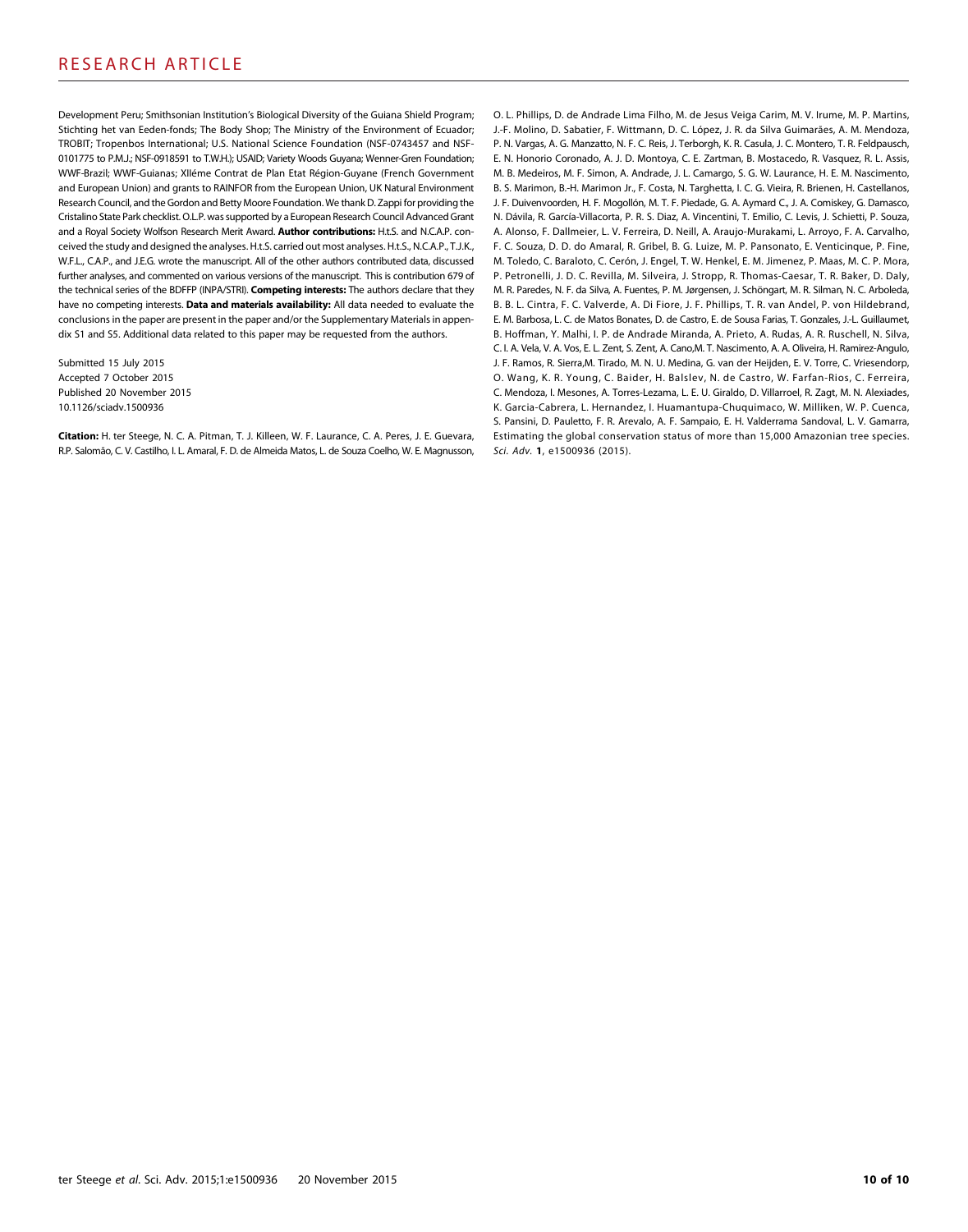Development Peru; Smithsonian Institution's Biological Diversity of the Guiana Shield Program; Stichting het van Eeden-fonds; The Body Shop; The Ministry of the Environment of Ecuador; TROBIT; Tropenbos International; U.S. National Science Foundation (NSF-0743457 and NSF-0101775 to P.M.J.; NSF-0918591 to T.W.H.); USAID; Variety Woods Guyana; Wenner-Gren Foundation; WWF-Brazil; WWF-Guianas; XIIéme Contrat de Plan Etat Région-Guyane (French Government and European Union) and grants to RAINFOR from the European Union, UK Natural Environment Research Council, and the Gordon and Betty Moore Foundation. We thank D. Zappi for providing the Cristalino State Park checklist. O.L.P. was supported by a European Research Council Advanced Grant and a Royal Society Wolfson Research Merit Award. **Author contributions:** H.t.S. and N.C.A.P. conceived the study and designed the analyses. H.t.S. carried out most analyses. H.t.S., N.C.A.P., T.J.K., W.F.L., C.A.P., and J.E.G. wrote the manuscript. All of the other authors contributed data, discussed further analyses, and commented on various versions of the manuscript. This is contribution 679 of the technical series of the BDFFP (INPA/STRI). **Competing interests:** The authors declare that they have no competing interests. **Data and materials availability:** All data needed to evaluate the conclusions in the paper are present in the paper and/or the Supplementary Materials in appendix S1 and S5. Additional data related to this paper may be requested from the authors.

Submitted 15 July 2015
Accepted 7 October 2015
Published 20 November 2015
10.1126/sciadv.1500936

**Citation:** H. ter Steege, N. C. A. Pitman, T. J. Killeen, W. F. Laurance, C. A. Peres, J. E. Guevara, R.P. Salomão, C. V. Castilho, I. L. Amaral, F. D. de Almeida Matos, L. de Souza Coelho, W. E. Magnusson, O. L. Phillips, D. de Andrade Lima Filho, M. de Jesus Veiga Carim, M. V. Irume, M. P. Martins, J.-F. Molino, D. Sabatier, F. Wittmann, D. C. López, J. R. da Silva Guimarães, A. M. Mendoza, P. N. Vargas, A. G. Manzatto, N. F. C. Reis, J. Terborgh, K. R. Casula, J. C. Montero, T. R. Feldpausch, E. N. Honorio Coronado, A. J. D. Montoya, C. E. Zartman, B. Mostacedo, R. Vasquez, R. L. Assis, M. B. Medeiros, M. F. Simon, A. Andrade, J. L. Camargo, S. G. W. Laurance, H. E. M. Nascimento, B. S. Marimon, B.-H. Marimon Jr., F. Costa, N. Targhetta, I. C. G. Vieira, R. Brienen, H. Castellanos, J. F. Duivenvoorden, H. F. Mogollón, M. T. F. Piedade, G. A. Aymard C., J. A. Comiskey, G. Damasco, N. Dávila, R. García-Villacorta, P. R. S. Diaz, A. Vincentini, T. Emilio, C. Levis, J. Schietti, P. Souza, A. Alonso, F. Dallmeier, L. V. Ferreira, D. Neill, A. Araujo-Murakami, L. Arroyo, F. A. Carvalho, F. C. Souza, D. D. do Amaral, R. Gribel, B. G. Luize, M. P. Pansonato, E. Venticinque, P. Fine, M. Toledo, C. Baraloto, C. Cerón, J. Engel, T. W. Henkel, E. M. Jimenez, P. Maas, M. C. P. Mora, P. Petronelli, J. D. C. Revilla, M. Silveira, J. Stropp, R. Thomas-Caesar, T. R. Baker, D. Daly, M. R. Paredes, N. F. da Silva, A. Fuentes, P. M. Jørgensen, J. Schöngart, M. R. Silman, N. C. Arboleda, B. B. L. Cintra, F. C. Valverde, A. Di Fiore, J. F. Phillips, T. R. van Andel, P. von Hildebrand, E. M. Barbosa, L. C. de Matos Bonates, D. de Castro, E. de Sousa Farias, T. Gonzales, J.-L. Guillaumet, B. Hoffman, Y. Malhi, I. P. de Andrade Miranda, A. Prieto, A. Rudas, A. R. Ruschell, N. Silva, C. I. A. Vela, V. A. Vos, E. L. Zent, S. Zent, A. Cano,M. T. Nascimento, A. A. Oliveira, H. Ramirez-Angulo, J. F. Ramos, R. Sierra,M. Tirado, M. N. U. Medina, G. van der Heijden, E. V. Torre, C. Vriesendorp, O. Wang, K. R. Young, C. Baider, H. Balslev, N. de Castro, W. Farfan-Rios, C. Ferreira, C. Mendoza, I. Mesones, A. Torres-Lezama, L. E. U. Giraldo, D. Villarroel, R. Zagt, M. N. Alexiades, K. Garcia-Cabrera, L. Hernandez, I. Huamantupa-Chuquimaco, W. Milliken, W. P. Cuenca, S. Pansini, D. Pauletto, F. R. Arevalo, A. F. Sampaio, E. H. Valderrama Sandoval, L. V. Gamarra, Estimating the global conservation status of more than 15,000 Amazonian tree species. *Sci. Adv.* **1**, e1500936 (2015).